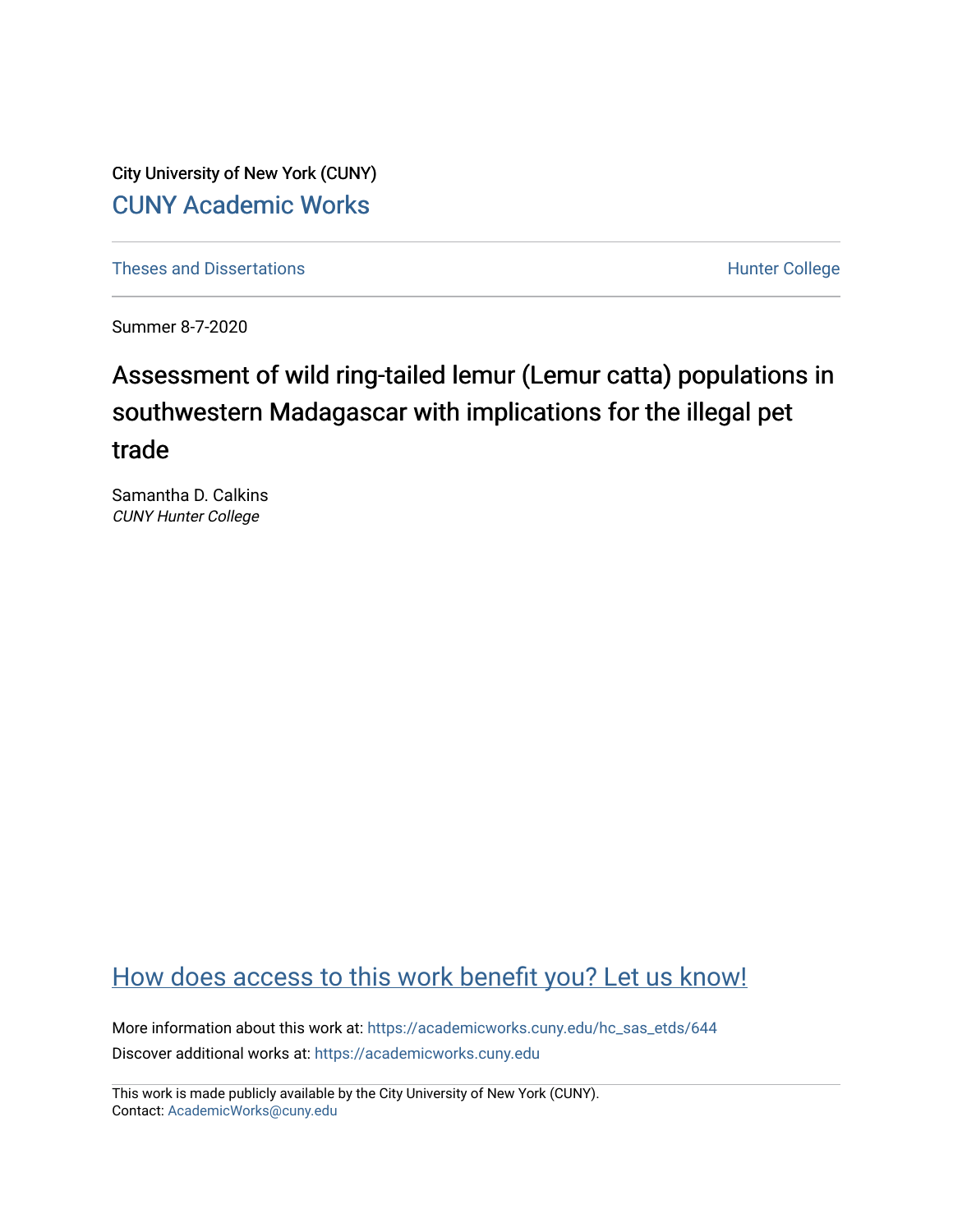City University of New York (CUNY)

CUNY Academic Works

Theses and Dissertations

Hunter College

Summer 8-7-2020

# Assessment of wild ring-tailed lemur (Lemur catta) populations in southwestern Madagascar with implications for the illegal pet trade

Samantha D. Calkins
*CUNY Hunter College*

How does access to this work benefit you? Let us know!

More information about this work at: https://academicworks.cuny.edu/hc_sas_etds/644
Discover additional works at: https://academicworks.cuny.edu

This work is made publicly available by the City University of New York (CUNY).
Contact: AcademicWorks@cuny.edu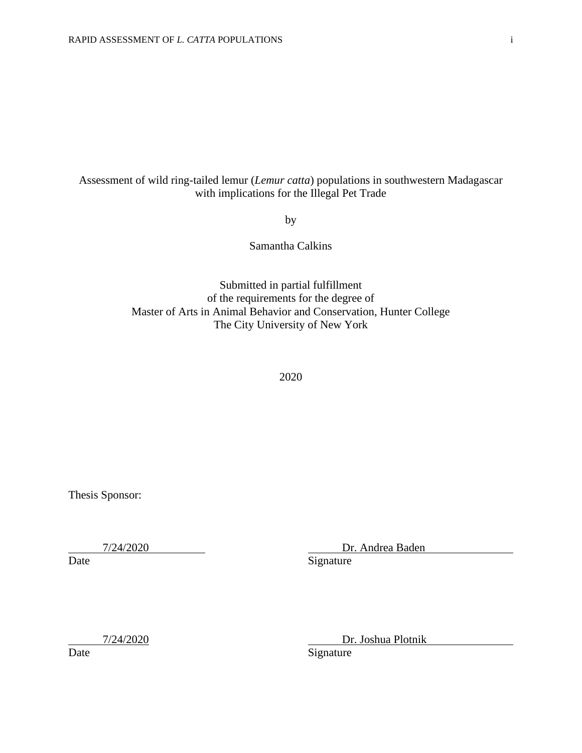Assessment of wild ring-tailed lemur (*Lemur catta*) populations in southwestern Madagascar with implications for the Illegal Pet Trade

by

Samantha Calkins

Submitted in partial fulfillment
of the requirements for the degree of
Master of Arts in Animal Behavior and Conservation, Hunter College
The City University of New York

2020

Thesis Sponsor:

7/24/2020 — Date

Dr. Andrea Baden — Signature

7/24/2020 — Date

Dr. Joshua Plotnik — Signature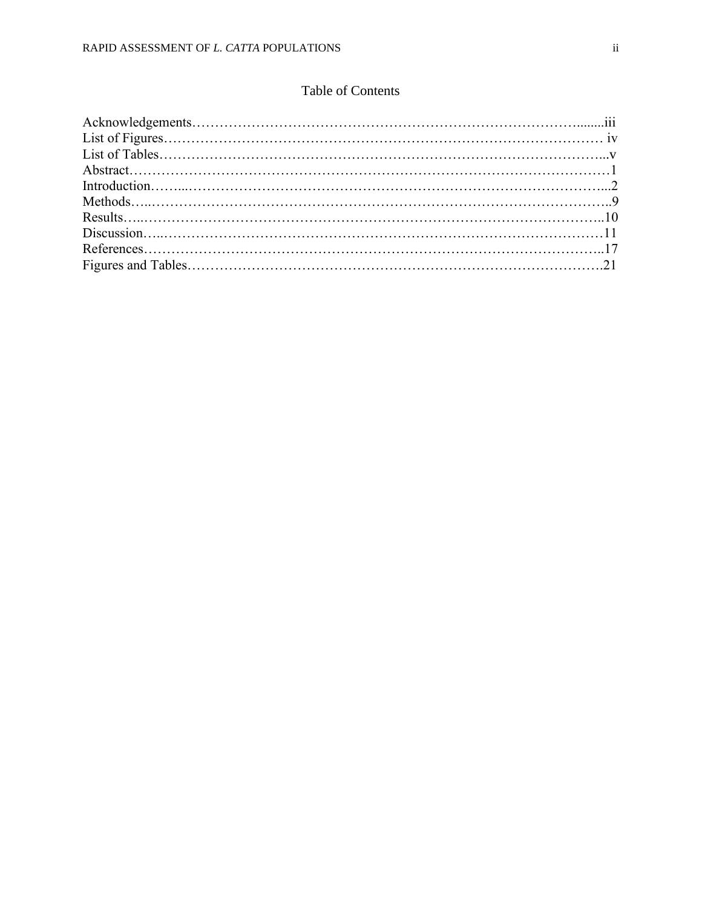# Table of Contents

Acknowledgements……………………………………………………………………………........iii
List of Figures………………………………………………………………………………… iv
List of Tables……………………………………………………………………………………...v
Abstract……………………………………………………………………………………………1
Introduction……...…………………………………………………………………………………...2
Methods…..……………………………………………………………………………………..9
Results…..……………………………………………………………………………………..10
Discussion…..…………………………………………………………………………………11
References……………………………………………………………………………………..17
Figures and Tables…………………………………………………………………………….21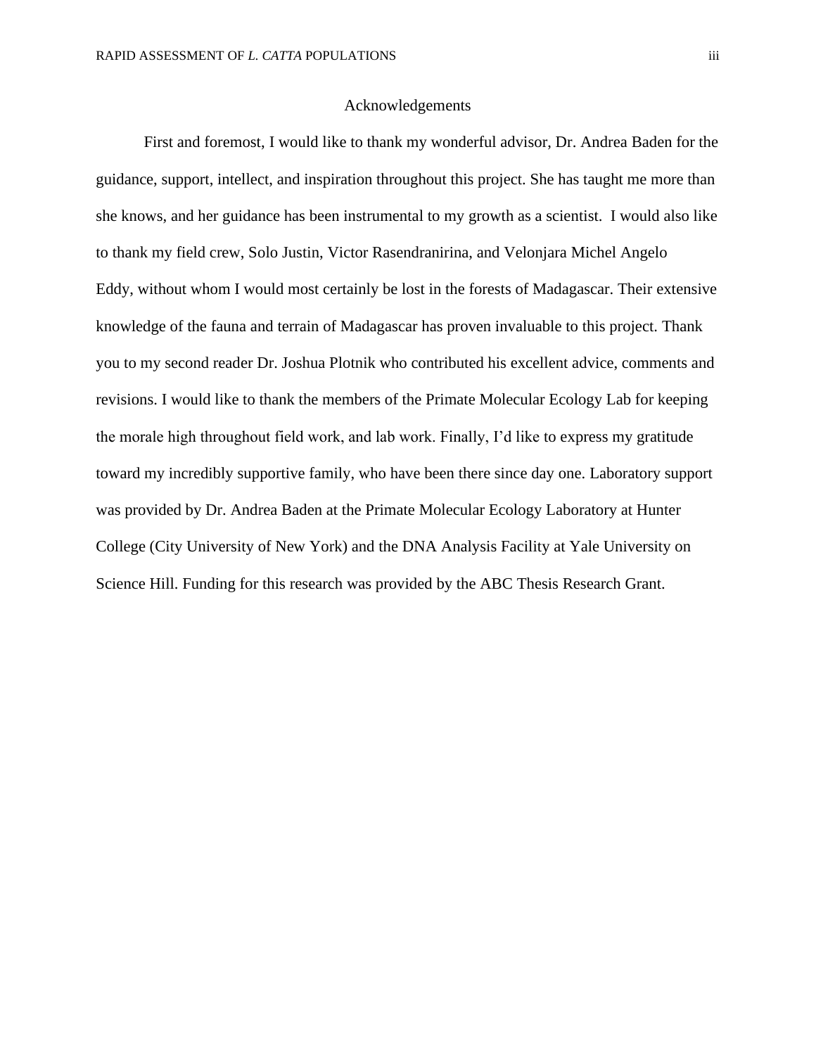# Acknowledgements

First and foremost, I would like to thank my wonderful advisor, Dr. Andrea Baden for the guidance, support, intellect, and inspiration throughout this project. She has taught me more than she knows, and her guidance has been instrumental to my growth as a scientist. I would also like to thank my field crew, Solo Justin, Victor Rasendranirina, and Velonjara Michel Angelo Eddy, without whom I would most certainly be lost in the forests of Madagascar. Their extensive knowledge of the fauna and terrain of Madagascar has proven invaluable to this project. Thank you to my second reader Dr. Joshua Plotnik who contributed his excellent advice, comments and revisions. I would like to thank the members of the Primate Molecular Ecology Lab for keeping the morale high throughout field work, and lab work. Finally, I'd like to express my gratitude toward my incredibly supportive family, who have been there since day one. Laboratory support was provided by Dr. Andrea Baden at the Primate Molecular Ecology Laboratory at Hunter College (City University of New York) and the DNA Analysis Facility at Yale University on Science Hill. Funding for this research was provided by the ABC Thesis Research Grant.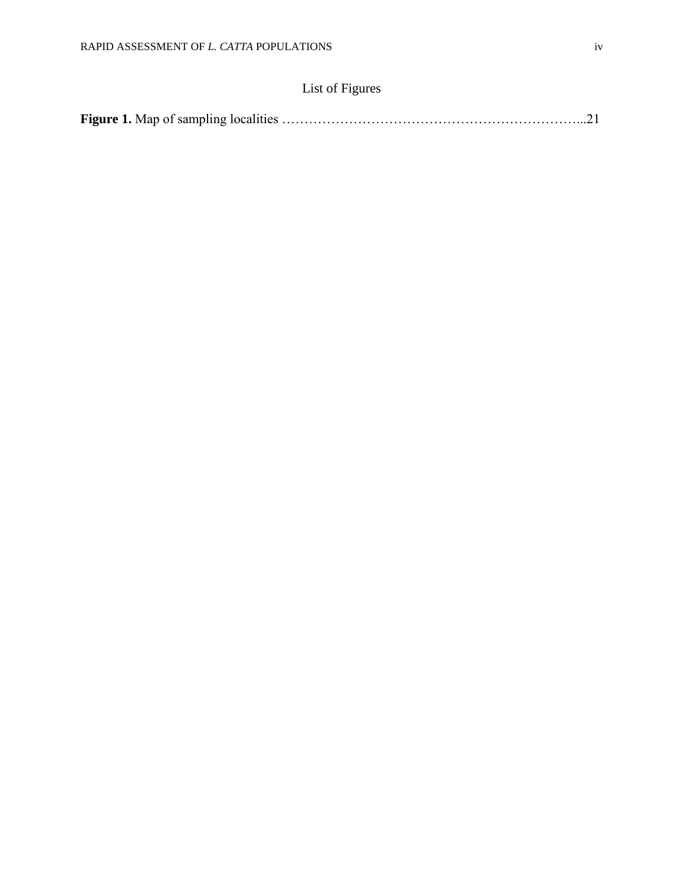# List of Figures

**Figure 1.** Map of sampling localities ………………………………………………………...21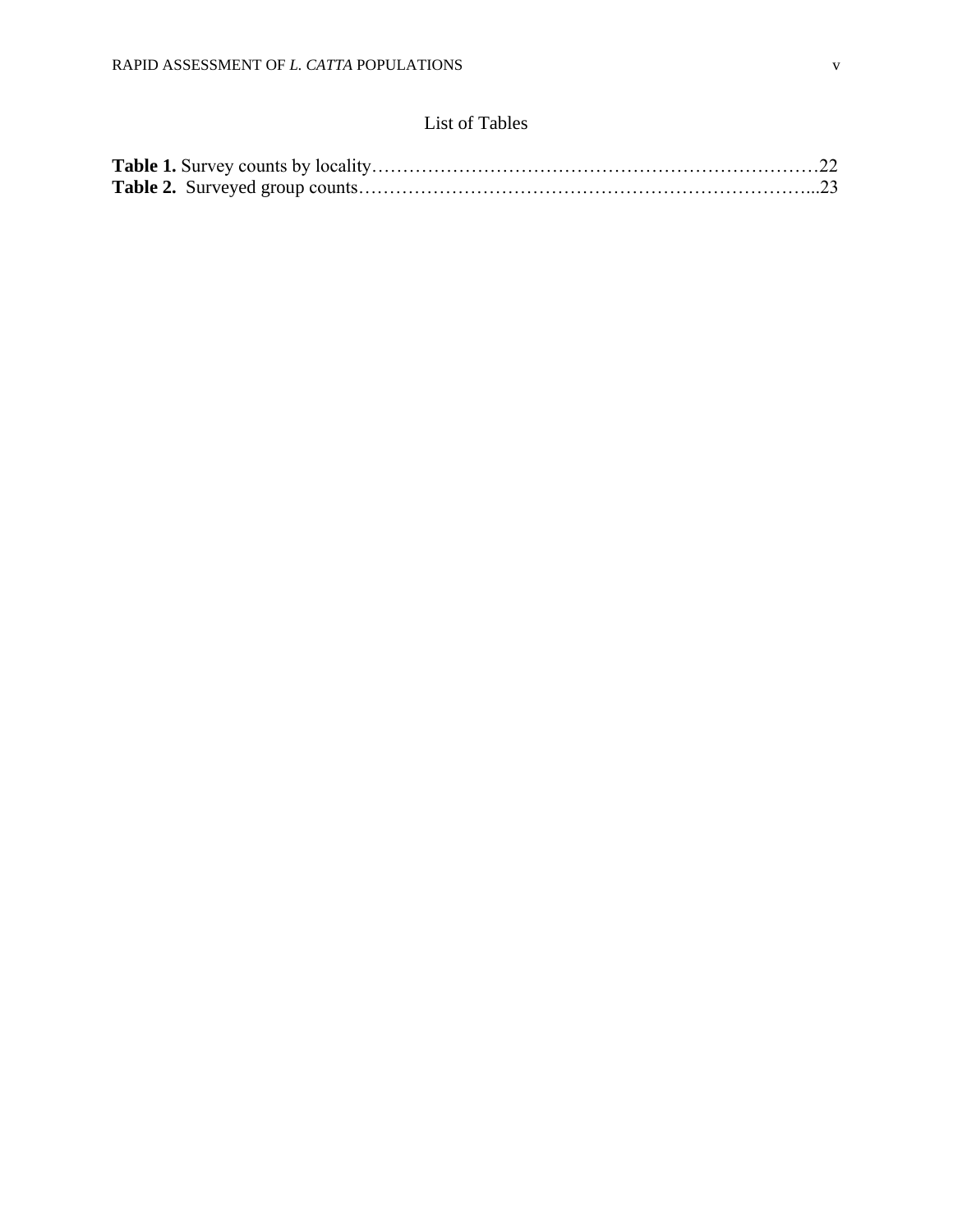# List of Tables

**Table 1.** Survey counts by locality……………………………………………………………22
**Table 2.** Surveyed group counts…………………………………………………………...23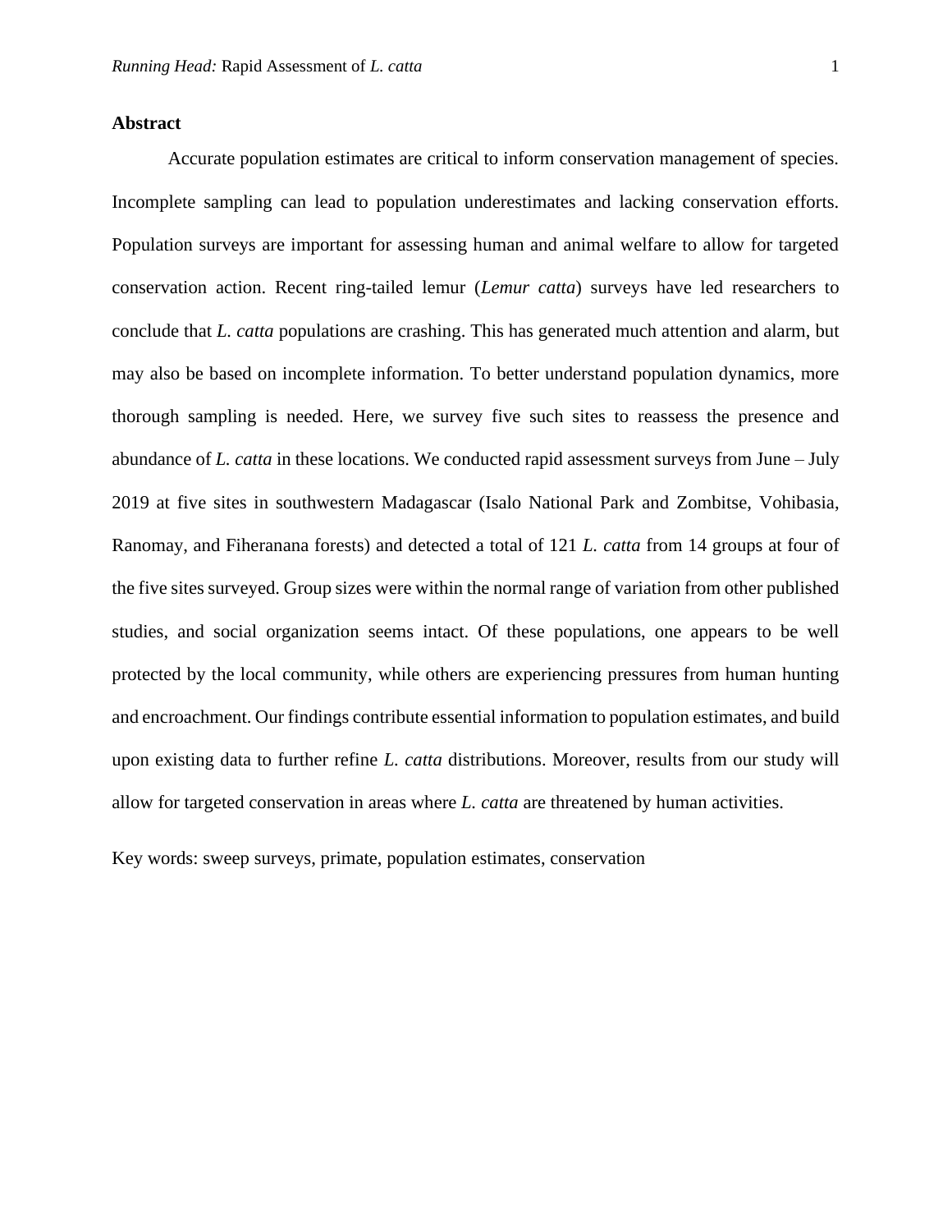## Abstract

Accurate population estimates are critical to inform conservation management of species. Incomplete sampling can lead to population underestimates and lacking conservation efforts. Population surveys are important for assessing human and animal welfare to allow for targeted conservation action. Recent ring-tailed lemur (*Lemur catta*) surveys have led researchers to conclude that *L. catta* populations are crashing. This has generated much attention and alarm, but may also be based on incomplete information. To better understand population dynamics, more thorough sampling is needed. Here, we survey five such sites to reassess the presence and abundance of *L. catta* in these locations. We conducted rapid assessment surveys from June – July 2019 at five sites in southwestern Madagascar (Isalo National Park and Zombitse, Vohibasia, Ranomay, and Fiheranana forests) and detected a total of 121 *L. catta* from 14 groups at four of the five sites surveyed. Group sizes were within the normal range of variation from other published studies, and social organization seems intact. Of these populations, one appears to be well protected by the local community, while others are experiencing pressures from human hunting and encroachment. Our findings contribute essential information to population estimates, and build upon existing data to further refine *L. catta* distributions. Moreover, results from our study will allow for targeted conservation in areas where *L. catta* are threatened by human activities.

Key words: sweep surveys, primate, population estimates, conservation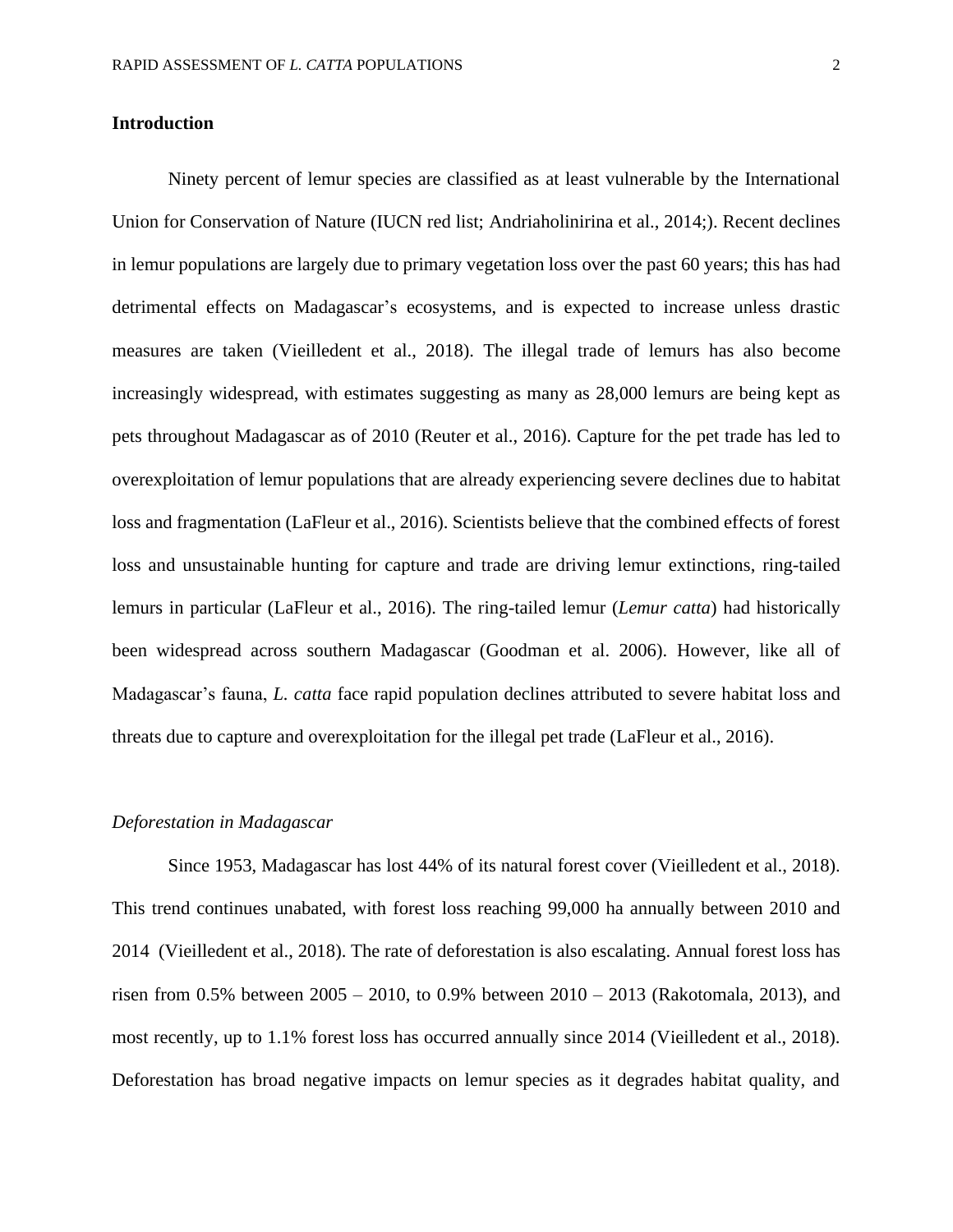## Introduction

Ninety percent of lemur species are classified as at least vulnerable by the International Union for Conservation of Nature (IUCN red list; Andriaholinirina et al., 2014;). Recent declines in lemur populations are largely due to primary vegetation loss over the past 60 years; this has had detrimental effects on Madagascar's ecosystems, and is expected to increase unless drastic measures are taken (Vieilledent et al., 2018). The illegal trade of lemurs has also become increasingly widespread, with estimates suggesting as many as 28,000 lemurs are being kept as pets throughout Madagascar as of 2010 (Reuter et al., 2016). Capture for the pet trade has led to overexploitation of lemur populations that are already experiencing severe declines due to habitat loss and fragmentation (LaFleur et al., 2016). Scientists believe that the combined effects of forest loss and unsustainable hunting for capture and trade are driving lemur extinctions, ring-tailed lemurs in particular (LaFleur et al., 2016). The ring-tailed lemur (*Lemur catta*) had historically been widespread across southern Madagascar (Goodman et al. 2006). However, like all of Madagascar's fauna, *L. catta* face rapid population declines attributed to severe habitat loss and threats due to capture and overexploitation for the illegal pet trade (LaFleur et al., 2016).

### *Deforestation in Madagascar*

Since 1953, Madagascar has lost 44% of its natural forest cover (Vieilledent et al., 2018). This trend continues unabated, with forest loss reaching 99,000 ha annually between 2010 and 2014 (Vieilledent et al., 2018). The rate of deforestation is also escalating. Annual forest loss has risen from 0.5% between 2005 – 2010, to 0.9% between 2010 – 2013 (Rakotomala, 2013), and most recently, up to 1.1% forest loss has occurred annually since 2014 (Vieilledent et al., 2018). Deforestation has broad negative impacts on lemur species as it degrades habitat quality, and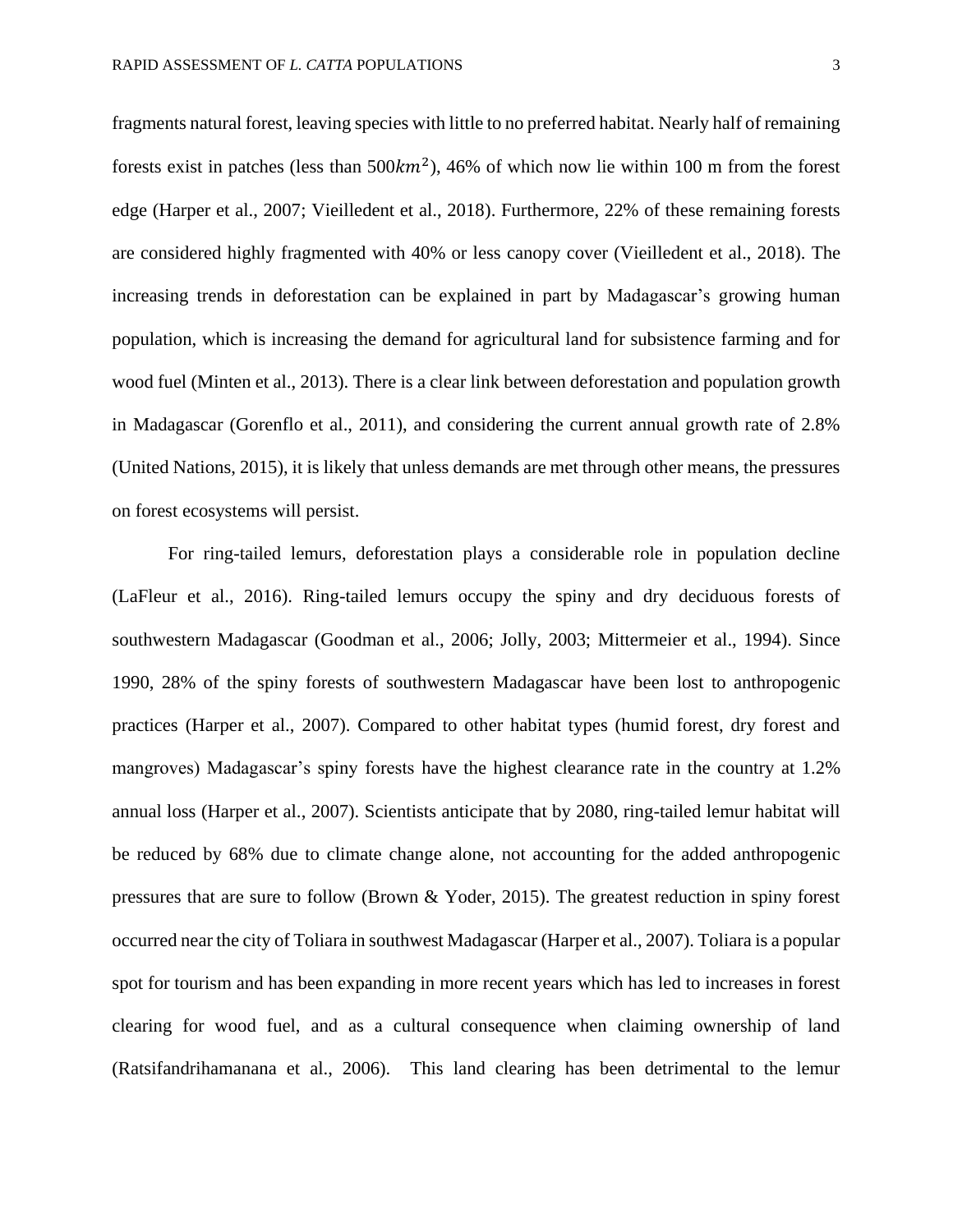fragments natural forest, leaving species with little to no preferred habitat. Nearly half of remaining forests exist in patches (less than $500 km^2$), 46% of which now lie within 100 m from the forest edge (Harper et al., 2007; Vieilledent et al., 2018). Furthermore, 22% of these remaining forests are considered highly fragmented with 40% or less canopy cover (Vieilledent et al., 2018). The increasing trends in deforestation can be explained in part by Madagascar's growing human population, which is increasing the demand for agricultural land for subsistence farming and for wood fuel (Minten et al., 2013). There is a clear link between deforestation and population growth in Madagascar (Gorenflo et al., 2011), and considering the current annual growth rate of 2.8% (United Nations, 2015), it is likely that unless demands are met through other means, the pressures on forest ecosystems will persist.

For ring-tailed lemurs, deforestation plays a considerable role in population decline (LaFleur et al., 2016). Ring-tailed lemurs occupy the spiny and dry deciduous forests of southwestern Madagascar (Goodman et al., 2006; Jolly, 2003; Mittermeier et al., 1994). Since 1990, 28% of the spiny forests of southwestern Madagascar have been lost to anthropogenic practices (Harper et al., 2007). Compared to other habitat types (humid forest, dry forest and mangroves) Madagascar's spiny forests have the highest clearance rate in the country at 1.2% annual loss (Harper et al., 2007). Scientists anticipate that by 2080, ring-tailed lemur habitat will be reduced by 68% due to climate change alone, not accounting for the added anthropogenic pressures that are sure to follow (Brown & Yoder, 2015). The greatest reduction in spiny forest occurred near the city of Toliara in southwest Madagascar (Harper et al., 2007). Toliara is a popular spot for tourism and has been expanding in more recent years which has led to increases in forest clearing for wood fuel, and as a cultural consequence when claiming ownership of land (Ratsifandrihamanana et al., 2006). This land clearing has been detrimental to the lemur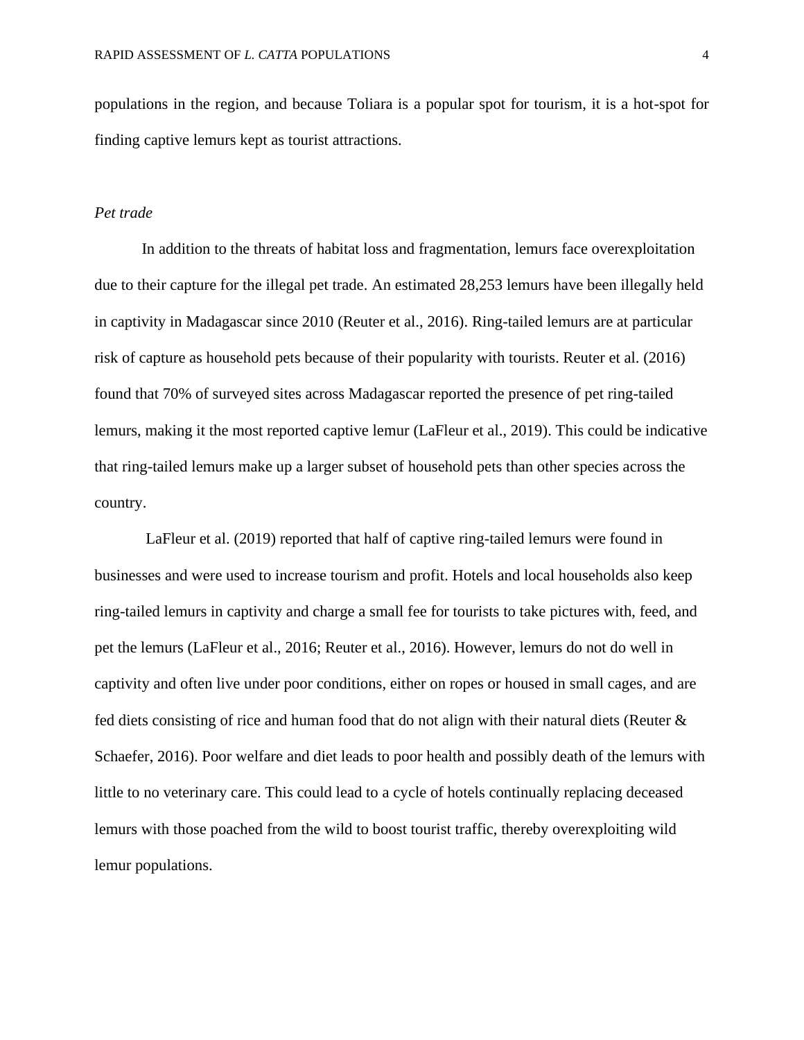populations in the region, and because Toliara is a popular spot for tourism, it is a hot-spot for finding captive lemurs kept as tourist attractions.

*Pet trade*

In addition to the threats of habitat loss and fragmentation, lemurs face overexploitation due to their capture for the illegal pet trade. An estimated 28,253 lemurs have been illegally held in captivity in Madagascar since 2010 (Reuter et al., 2016). Ring-tailed lemurs are at particular risk of capture as household pets because of their popularity with tourists. Reuter et al. (2016) found that 70% of surveyed sites across Madagascar reported the presence of pet ring-tailed lemurs, making it the most reported captive lemur (LaFleur et al., 2019). This could be indicative that ring-tailed lemurs make up a larger subset of household pets than other species across the country.

LaFleur et al. (2019) reported that half of captive ring-tailed lemurs were found in businesses and were used to increase tourism and profit. Hotels and local households also keep ring-tailed lemurs in captivity and charge a small fee for tourists to take pictures with, feed, and pet the lemurs (LaFleur et al., 2016; Reuter et al., 2016). However, lemurs do not do well in captivity and often live under poor conditions, either on ropes or housed in small cages, and are fed diets consisting of rice and human food that do not align with their natural diets (Reuter & Schaefer, 2016). Poor welfare and diet leads to poor health and possibly death of the lemurs with little to no veterinary care. This could lead to a cycle of hotels continually replacing deceased lemurs with those poached from the wild to boost tourist traffic, thereby overexploiting wild lemur populations.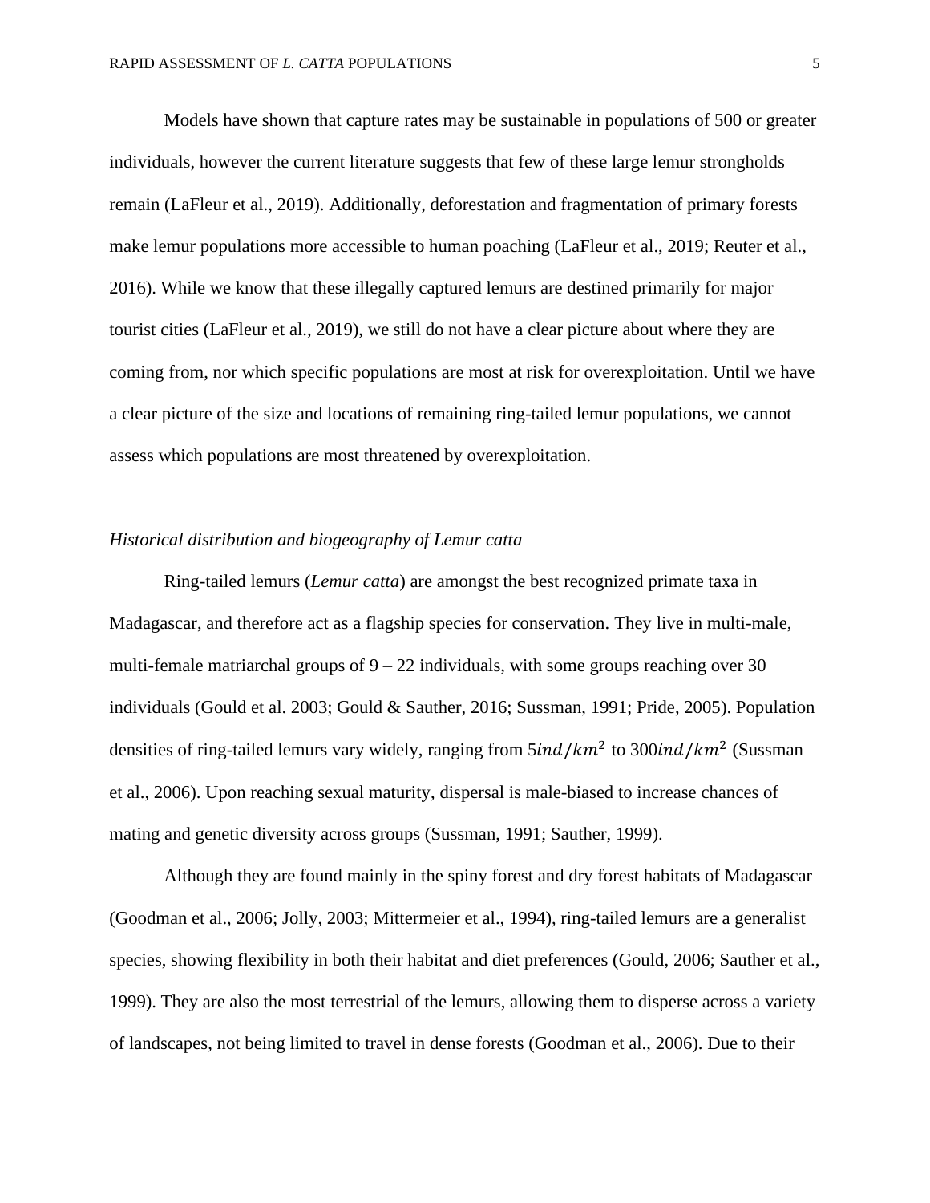Models have shown that capture rates may be sustainable in populations of 500 or greater individuals, however the current literature suggests that few of these large lemur strongholds remain (LaFleur et al., 2019). Additionally, deforestation and fragmentation of primary forests make lemur populations more accessible to human poaching (LaFleur et al., 2019; Reuter et al., 2016). While we know that these illegally captured lemurs are destined primarily for major tourist cities (LaFleur et al., 2019), we still do not have a clear picture about where they are coming from, nor which specific populations are most at risk for overexploitation. Until we have a clear picture of the size and locations of remaining ring-tailed lemur populations, we cannot assess which populations are most threatened by overexploitation.

### *Historical distribution and biogeography of Lemur catta*

Ring-tailed lemurs (*Lemur catta*) are amongst the best recognized primate taxa in Madagascar, and therefore act as a flagship species for conservation. They live in multi-male, multi-female matriarchal groups of 9 – 22 individuals, with some groups reaching over 30 individuals (Gould et al. 2003; Gould & Sauther, 2016; Sussman, 1991; Pride, 2005). Population densities of ring-tailed lemurs vary widely, ranging from $5 ind/km^2$ to $300 ind/km^2$ (Sussman et al., 2006). Upon reaching sexual maturity, dispersal is male-biased to increase chances of mating and genetic diversity across groups (Sussman, 1991; Sauther, 1999).

Although they are found mainly in the spiny forest and dry forest habitats of Madagascar (Goodman et al., 2006; Jolly, 2003; Mittermeier et al., 1994), ring-tailed lemurs are a generalist species, showing flexibility in both their habitat and diet preferences (Gould, 2006; Sauther et al., 1999). They are also the most terrestrial of the lemurs, allowing them to disperse across a variety of landscapes, not being limited to travel in dense forests (Goodman et al., 2006). Due to their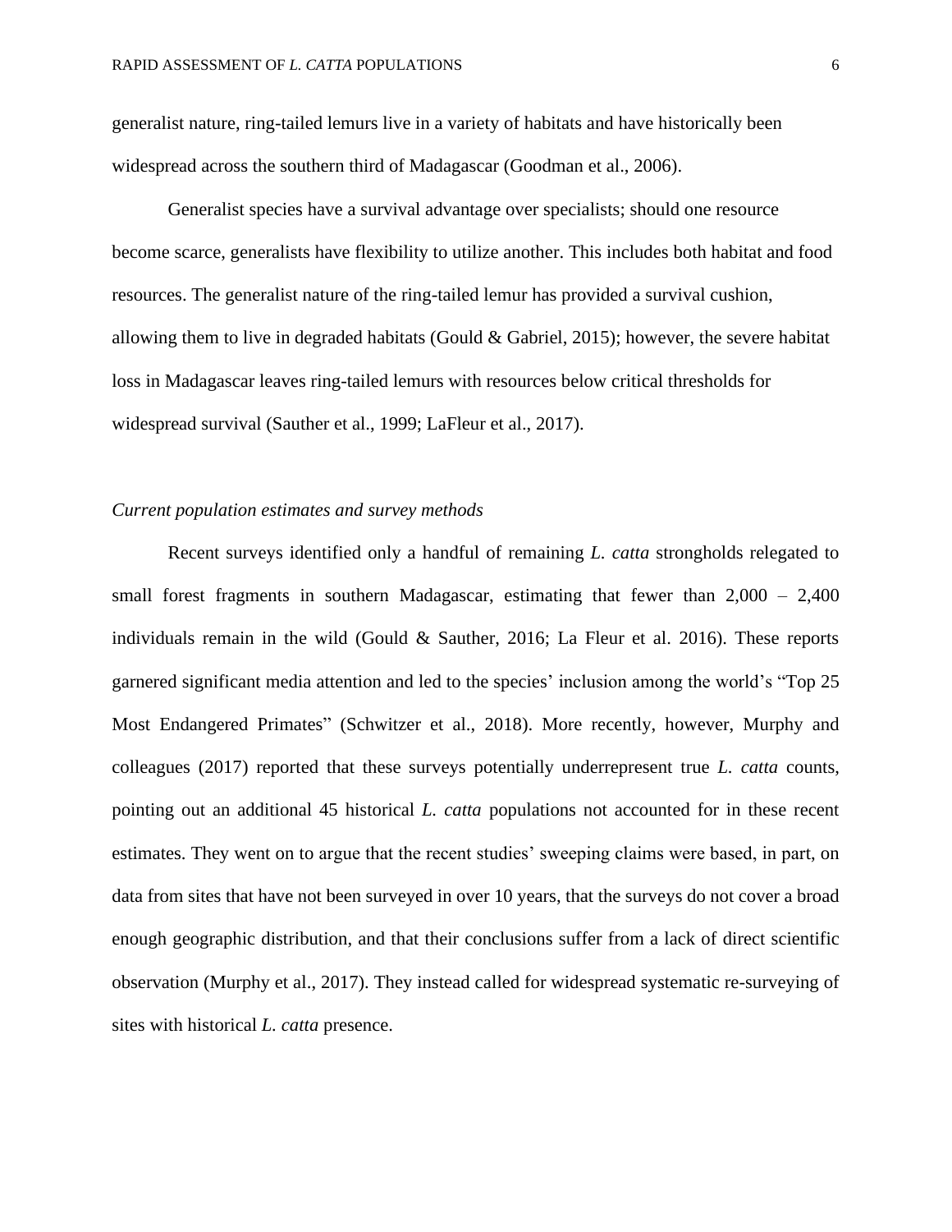generalist nature, ring-tailed lemurs live in a variety of habitats and have historically been widespread across the southern third of Madagascar (Goodman et al., 2006).

Generalist species have a survival advantage over specialists; should one resource become scarce, generalists have flexibility to utilize another. This includes both habitat and food resources. The generalist nature of the ring-tailed lemur has provided a survival cushion, allowing them to live in degraded habitats (Gould & Gabriel, 2015); however, the severe habitat loss in Madagascar leaves ring-tailed lemurs with resources below critical thresholds for widespread survival (Sauther et al., 1999; LaFleur et al., 2017).

*Current population estimates and survey methods*

Recent surveys identified only a handful of remaining *L. catta* strongholds relegated to small forest fragments in southern Madagascar, estimating that fewer than 2,000 – 2,400 individuals remain in the wild (Gould & Sauther, 2016; La Fleur et al. 2016). These reports garnered significant media attention and led to the species' inclusion among the world's "Top 25 Most Endangered Primates" (Schwitzer et al., 2018). More recently, however, Murphy and colleagues (2017) reported that these surveys potentially underrepresent true *L. catta* counts, pointing out an additional 45 historical *L. catta* populations not accounted for in these recent estimates. They went on to argue that the recent studies' sweeping claims were based, in part, on data from sites that have not been surveyed in over 10 years, that the surveys do not cover a broad enough geographic distribution, and that their conclusions suffer from a lack of direct scientific observation (Murphy et al., 2017). They instead called for widespread systematic re-surveying of sites with historical *L. catta* presence.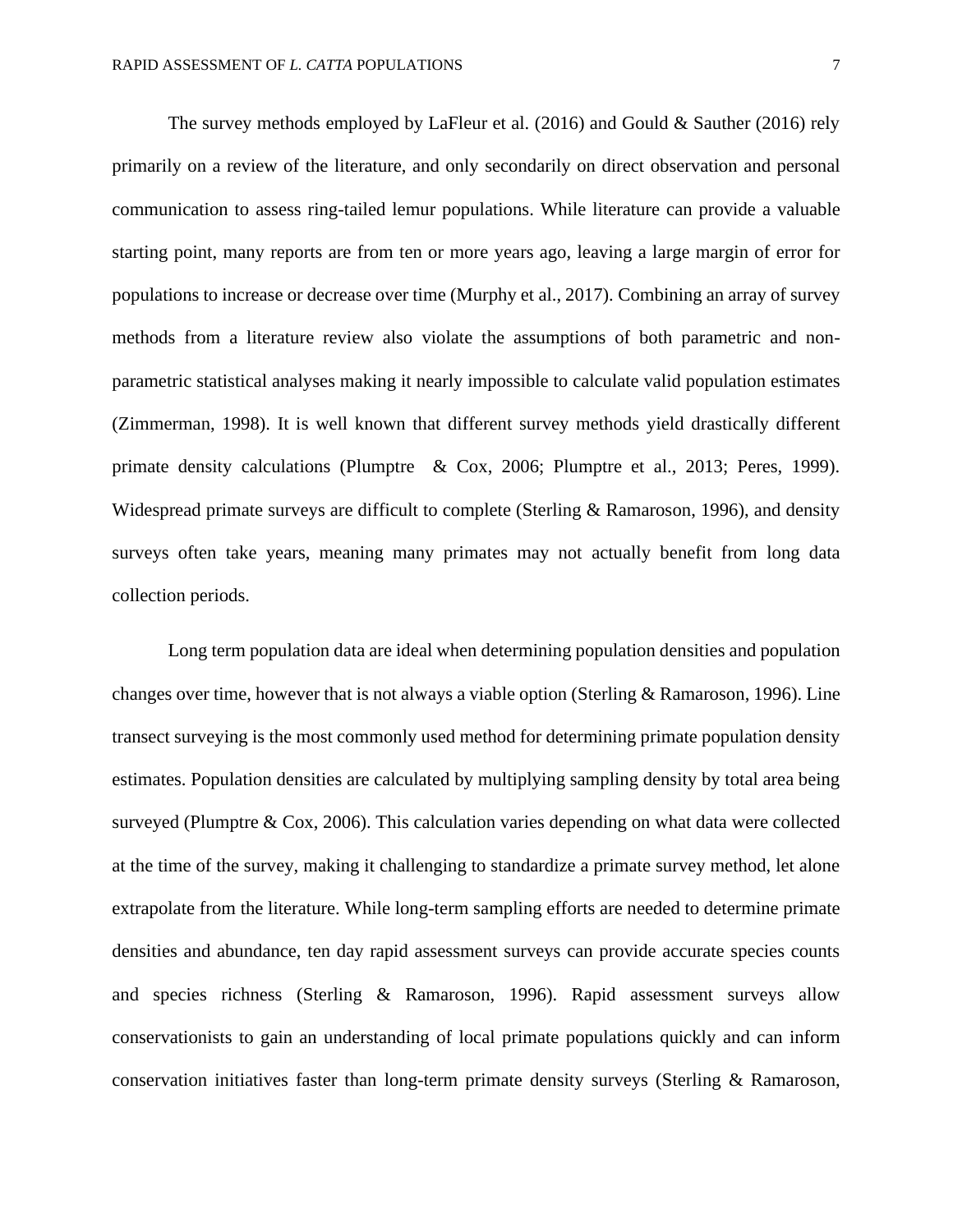The survey methods employed by LaFleur et al. (2016) and Gould & Sauther (2016) rely primarily on a review of the literature, and only secondarily on direct observation and personal communication to assess ring-tailed lemur populations. While literature can provide a valuable starting point, many reports are from ten or more years ago, leaving a large margin of error for populations to increase or decrease over time (Murphy et al., 2017). Combining an array of survey methods from a literature review also violate the assumptions of both parametric and non-parametric statistical analyses making it nearly impossible to calculate valid population estimates (Zimmerman, 1998). It is well known that different survey methods yield drastically different primate density calculations (Plumptre & Cox, 2006; Plumptre et al., 2013; Peres, 1999). Widespread primate surveys are difficult to complete (Sterling & Ramaroson, 1996), and density surveys often take years, meaning many primates may not actually benefit from long data collection periods.

Long term population data are ideal when determining population densities and population changes over time, however that is not always a viable option (Sterling & Ramaroson, 1996). Line transect surveying is the most commonly used method for determining primate population density estimates. Population densities are calculated by multiplying sampling density by total area being surveyed (Plumptre & Cox, 2006). This calculation varies depending on what data were collected at the time of the survey, making it challenging to standardize a primate survey method, let alone extrapolate from the literature. While long-term sampling efforts are needed to determine primate densities and abundance, ten day rapid assessment surveys can provide accurate species counts and species richness (Sterling & Ramaroson, 1996). Rapid assessment surveys allow conservationists to gain an understanding of local primate populations quickly and can inform conservation initiatives faster than long-term primate density surveys (Sterling & Ramaroson,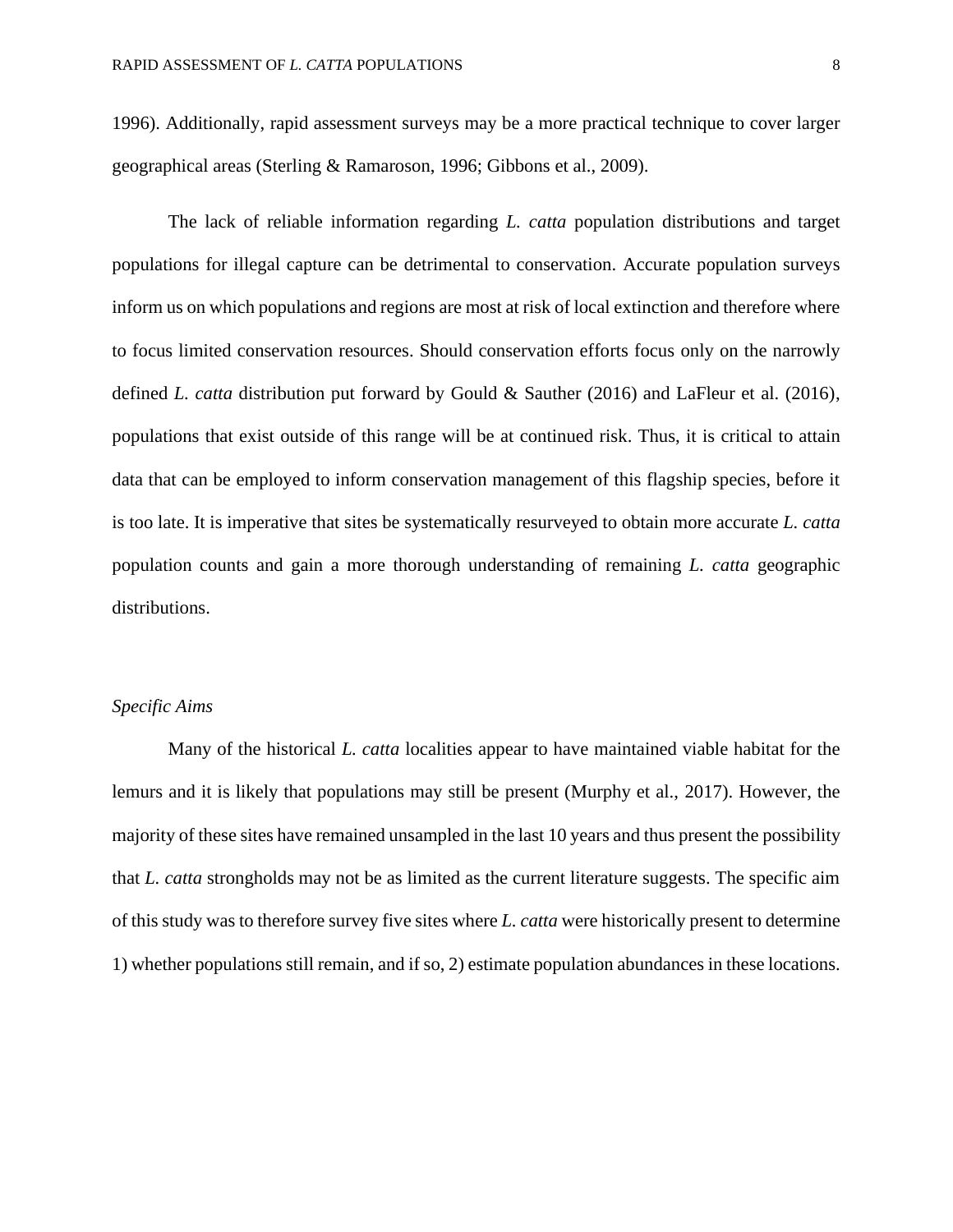1996). Additionally, rapid assessment surveys may be a more practical technique to cover larger geographical areas (Sterling & Ramaroson, 1996; Gibbons et al., 2009).

The lack of reliable information regarding *L. catta* population distributions and target populations for illegal capture can be detrimental to conservation. Accurate population surveys inform us on which populations and regions are most at risk of local extinction and therefore where to focus limited conservation resources. Should conservation efforts focus only on the narrowly defined *L. catta* distribution put forward by Gould & Sauther (2016) and LaFleur et al. (2016), populations that exist outside of this range will be at continued risk. Thus, it is critical to attain data that can be employed to inform conservation management of this flagship species, before it is too late. It is imperative that sites be systematically resurveyed to obtain more accurate *L. catta* population counts and gain a more thorough understanding of remaining *L. catta* geographic distributions.

### *Specific Aims*

Many of the historical *L. catta* localities appear to have maintained viable habitat for the lemurs and it is likely that populations may still be present (Murphy et al., 2017). However, the majority of these sites have remained unsampled in the last 10 years and thus present the possibility that *L. catta* strongholds may not be as limited as the current literature suggests. The specific aim of this study was to therefore survey five sites where *L. catta* were historically present to determine 1) whether populations still remain, and if so, 2) estimate population abundances in these locations.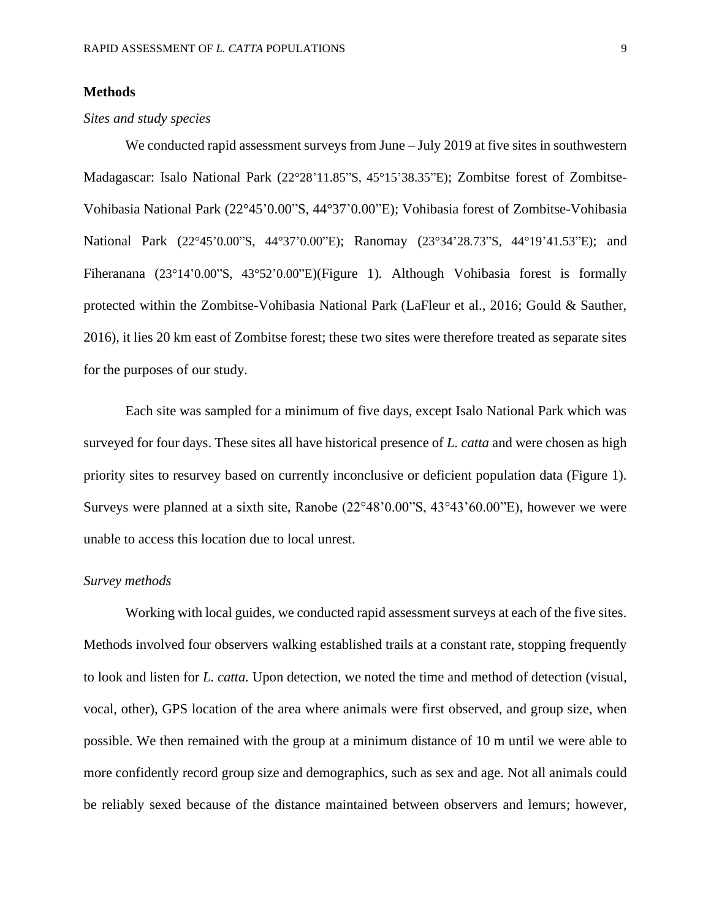## Methods

### *Sites and study species*

We conducted rapid assessment surveys from June – July 2019 at five sites in southwestern Madagascar: Isalo National Park (22°28'11.85"S, 45°15'38.35"E); Zombitse forest of Zombitse-Vohibasia National Park (22°45'0.00"S, 44°37'0.00"E); Vohibasia forest of Zombitse-Vohibasia National Park (22°45'0.00"S, 44°37'0.00"E); Ranomay (23°34'28.73"S, 44°19'41.53"E); and Fiheranana (23°14'0.00"S, 43°52'0.00"E)(Figure 1). Although Vohibasia forest is formally protected within the Zombitse-Vohibasia National Park (LaFleur et al., 2016; Gould & Sauther, 2016), it lies 20 km east of Zombitse forest; these two sites were therefore treated as separate sites for the purposes of our study.

Each site was sampled for a minimum of five days, except Isalo National Park which was surveyed for four days. These sites all have historical presence of *L. catta* and were chosen as high priority sites to resurvey based on currently inconclusive or deficient population data (Figure 1). Surveys were planned at a sixth site, Ranobe (22°48'0.00"S, 43°43'60.00"E), however we were unable to access this location due to local unrest.

### *Survey methods*

Working with local guides, we conducted rapid assessment surveys at each of the five sites. Methods involved four observers walking established trails at a constant rate, stopping frequently to look and listen for *L. catta.* Upon detection, we noted the time and method of detection (visual, vocal, other), GPS location of the area where animals were first observed, and group size, when possible. We then remained with the group at a minimum distance of 10 m until we were able to more confidently record group size and demographics, such as sex and age. Not all animals could be reliably sexed because of the distance maintained between observers and lemurs; however,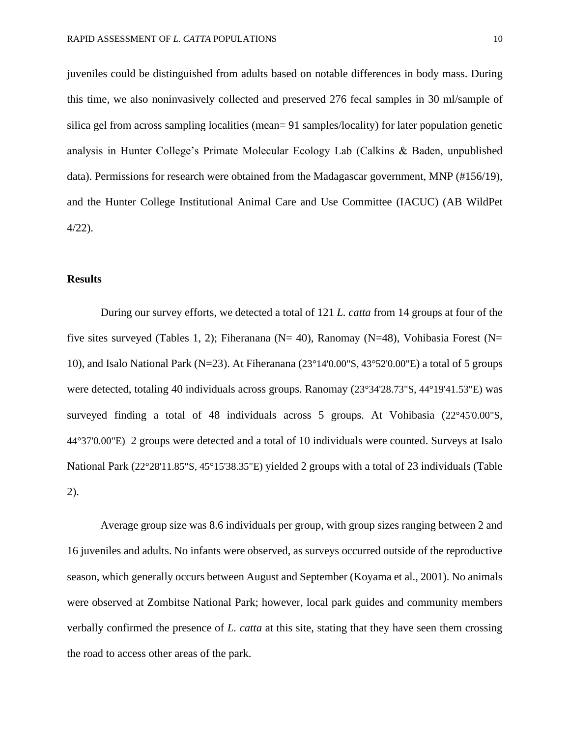juveniles could be distinguished from adults based on notable differences in body mass. During this time, we also noninvasively collected and preserved 276 fecal samples in 30 ml/sample of silica gel from across sampling localities (mean= 91 samples/locality) for later population genetic analysis in Hunter College's Primate Molecular Ecology Lab (Calkins & Baden, unpublished data). Permissions for research were obtained from the Madagascar government, MNP (#156/19), and the Hunter College Institutional Animal Care and Use Committee (IACUC) (AB WildPet 4/22).

## Results

During our survey efforts, we detected a total of 121 *L. catta* from 14 groups at four of the five sites surveyed (Tables 1, 2); Fiheranana (N= 40), Ranomay (N=48), Vohibasia Forest (N= 10), and Isalo National Park (N=23). At Fiheranana (23°14'0.00"S, 43°52'0.00"E) a total of 5 groups were detected, totaling 40 individuals across groups. Ranomay (23°34'28.73"S, 44°19'41.53"E) was surveyed finding a total of 48 individuals across 5 groups. At Vohibasia (22°45'0.00"S, 44°37'0.00"E) 2 groups were detected and a total of 10 individuals were counted. Surveys at Isalo National Park (22°28'11.85"S, 45°15'38.35"E) yielded 2 groups with a total of 23 individuals (Table 2).

Average group size was 8.6 individuals per group, with group sizes ranging between 2 and 16 juveniles and adults. No infants were observed, as surveys occurred outside of the reproductive season, which generally occurs between August and September (Koyama et al., 2001). No animals were observed at Zombitse National Park; however, local park guides and community members verbally confirmed the presence of *L. catta* at this site, stating that they have seen them crossing the road to access other areas of the park.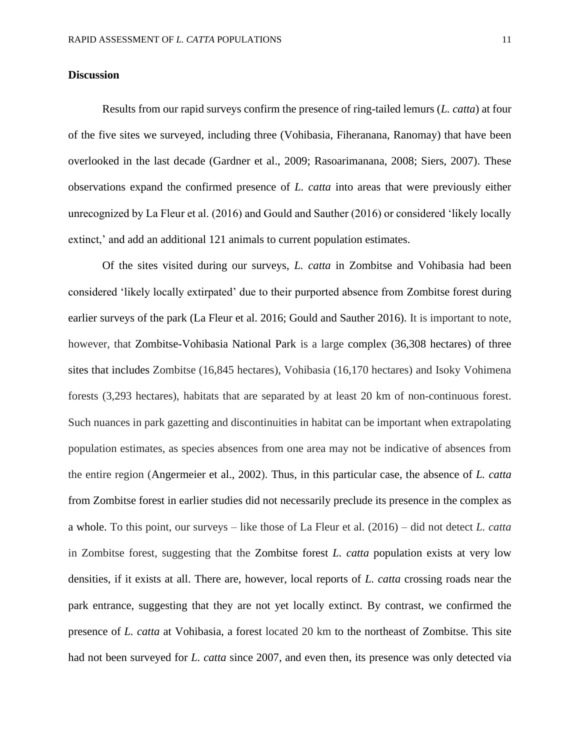## Discussion

Results from our rapid surveys confirm the presence of ring-tailed lemurs (*L. catta*) at four of the five sites we surveyed, including three (Vohibasia, Fiheranana, Ranomay) that have been overlooked in the last decade (Gardner et al., 2009; Rasoarimanana, 2008; Siers, 2007). These observations expand the confirmed presence of *L. catta* into areas that were previously either unrecognized by La Fleur et al. (2016) and Gould and Sauther (2016) or considered 'likely locally extinct,' and add an additional 121 animals to current population estimates.

Of the sites visited during our surveys, *L. catta* in Zombitse and Vohibasia had been considered 'likely locally extirpated' due to their purported absence from Zombitse forest during earlier surveys of the park (La Fleur et al. 2016; Gould and Sauther 2016). It is important to note, however, that Zombitse-Vohibasia National Park is a large complex (36,308 hectares) of three sites that includes Zombitse (16,845 hectares), Vohibasia (16,170 hectares) and Isoky Vohimena forests (3,293 hectares), habitats that are separated by at least 20 km of non-continuous forest. Such nuances in park gazetting and discontinuities in habitat can be important when extrapolating population estimates, as species absences from one area may not be indicative of absences from the entire region (Angermeier et al., 2002). Thus, in this particular case, the absence of *L. catta* from Zombitse forest in earlier studies did not necessarily preclude its presence in the complex as a whole. To this point, our surveys – like those of La Fleur et al. (2016) – did not detect *L. catta* in Zombitse forest, suggesting that the Zombitse forest *L. catta* population exists at very low densities, if it exists at all. There are, however, local reports of *L. catta* crossing roads near the park entrance, suggesting that they are not yet locally extinct. By contrast, we confirmed the presence of *L. catta* at Vohibasia, a forest located 20 km to the northeast of Zombitse. This site had not been surveyed for *L. catta* since 2007, and even then, its presence was only detected via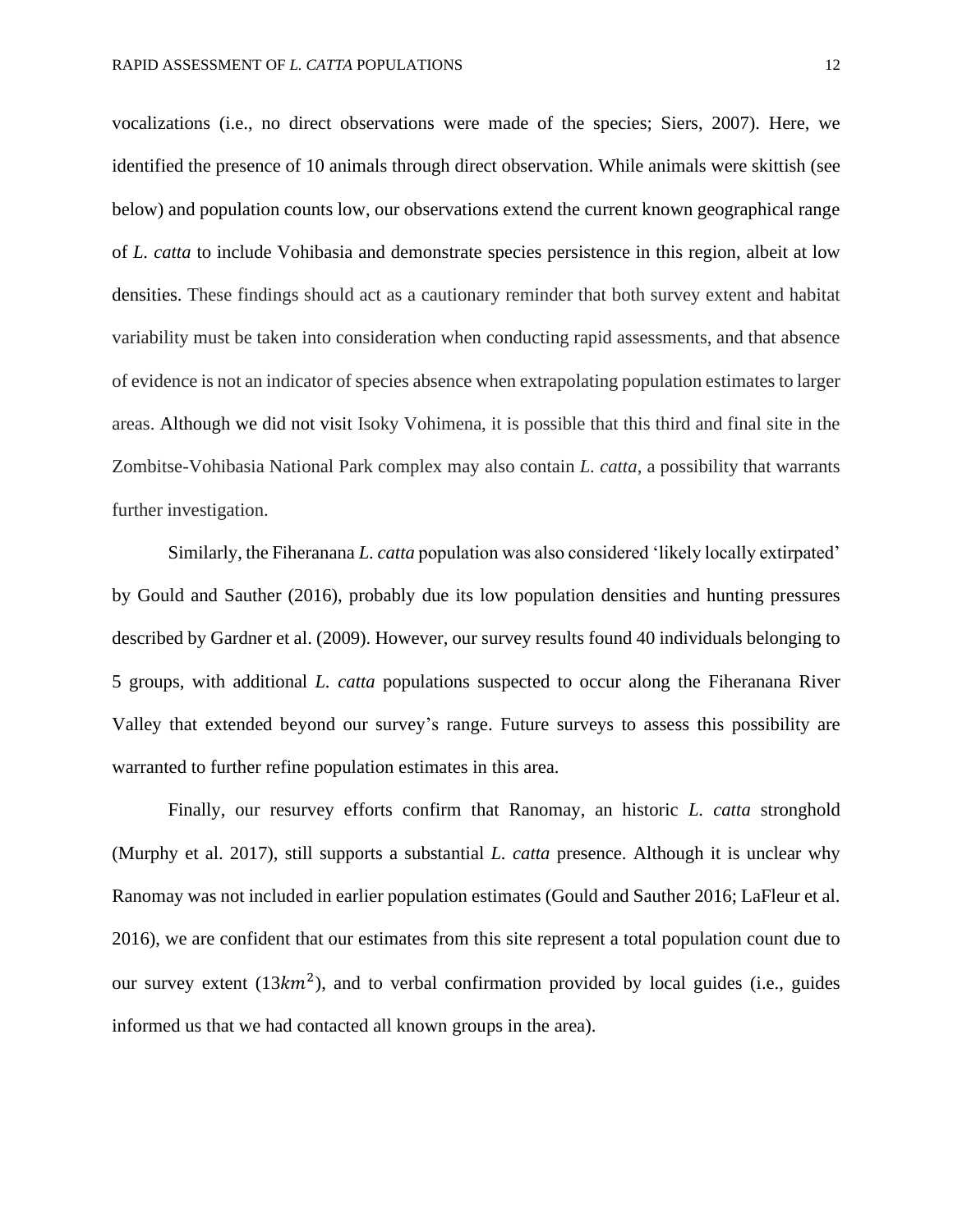vocalizations (i.e., no direct observations were made of the species; Siers, 2007). Here, we identified the presence of 10 animals through direct observation. While animals were skittish (see below) and population counts low, our observations extend the current known geographical range of *L. catta* to include Vohibasia and demonstrate species persistence in this region, albeit at low densities. These findings should act as a cautionary reminder that both survey extent and habitat variability must be taken into consideration when conducting rapid assessments, and that absence of evidence is not an indicator of species absence when extrapolating population estimates to larger areas. Although we did not visit Isoky Vohimena, it is possible that this third and final site in the Zombitse-Vohibasia National Park complex may also contain *L. catta*, a possibility that warrants further investigation.

Similarly, the Fiheranana *L. catta* population was also considered 'likely locally extirpated' by Gould and Sauther (2016), probably due its low population densities and hunting pressures described by Gardner et al. (2009). However, our survey results found 40 individuals belonging to 5 groups, with additional *L. catta* populations suspected to occur along the Fiheranana River Valley that extended beyond our survey's range. Future surveys to assess this possibility are warranted to further refine population estimates in this area.

Finally, our resurvey efforts confirm that Ranomay, an historic *L. catta* stronghold (Murphy et al. 2017), still supports a substantial *L. catta* presence. Although it is unclear why Ranomay was not included in earlier population estimates (Gould and Sauther 2016; LaFleur et al. 2016), we are confident that our estimates from this site represent a total population count due to our survey extent ($13km^2$), and to verbal confirmation provided by local guides (i.e., guides informed us that we had contacted all known groups in the area).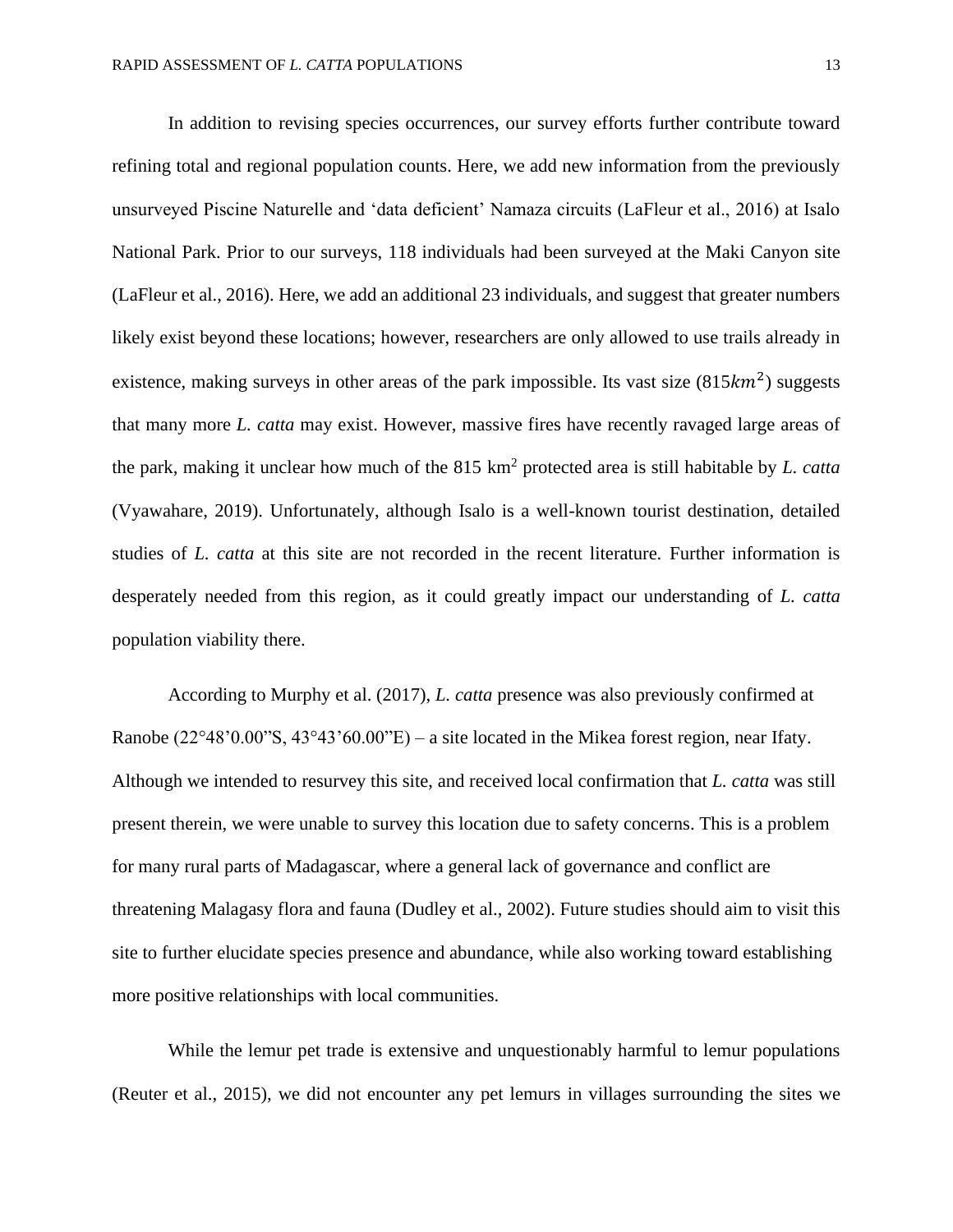In addition to revising species occurrences, our survey efforts further contribute toward refining total and regional population counts. Here, we add new information from the previously unsurveyed Piscine Naturelle and 'data deficient' Namaza circuits (LaFleur et al., 2016) at Isalo National Park. Prior to our surveys, 118 individuals had been surveyed at the Maki Canyon site (LaFleur et al., 2016). Here, we add an additional 23 individuals, and suggest that greater numbers likely exist beyond these locations; however, researchers are only allowed to use trails already in existence, making surveys in other areas of the park impossible. Its vast size ($815 km^2$) suggests that many more *L. catta* may exist. However, massive fires have recently ravaged large areas of the park, making it unclear how much of the 815 $km^2$ protected area is still habitable by *L. catta* (Vyawahare, 2019). Unfortunately, although Isalo is a well-known tourist destination, detailed studies of *L. catta* at this site are not recorded in the recent literature. Further information is desperately needed from this region, as it could greatly impact our understanding of *L. catta* population viability there.

According to Murphy et al. (2017), *L. catta* presence was also previously confirmed at Ranobe (22°48'0.00"S, 43°43'60.00"E) – a site located in the Mikea forest region, near Ifaty. Although we intended to resurvey this site, and received local confirmation that *L. catta* was still present therein, we were unable to survey this location due to safety concerns. This is a problem for many rural parts of Madagascar, where a general lack of governance and conflict are threatening Malagasy flora and fauna (Dudley et al., 2002). Future studies should aim to visit this site to further elucidate species presence and abundance, while also working toward establishing more positive relationships with local communities.

While the lemur pet trade is extensive and unquestionably harmful to lemur populations (Reuter et al., 2015), we did not encounter any pet lemurs in villages surrounding the sites we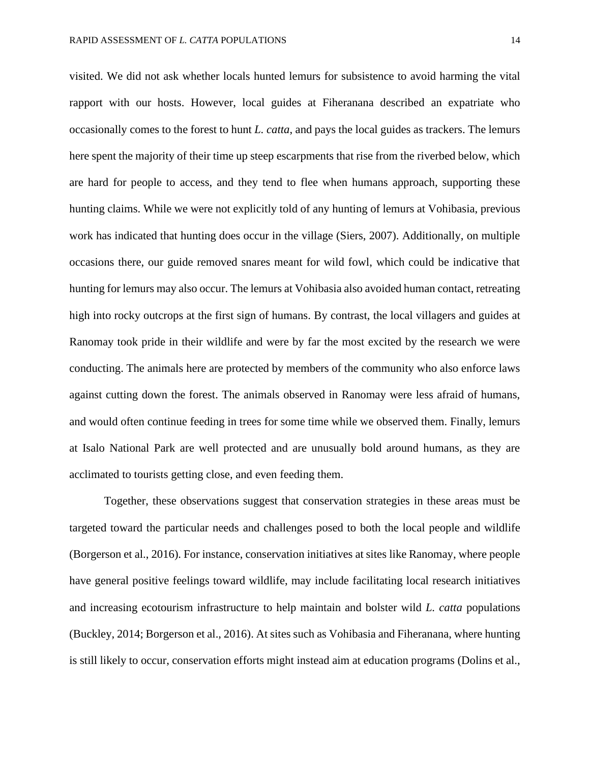visited. We did not ask whether locals hunted lemurs for subsistence to avoid harming the vital rapport with our hosts. However, local guides at Fiheranana described an expatriate who occasionally comes to the forest to hunt *L. catta*, and pays the local guides as trackers. The lemurs here spent the majority of their time up steep escarpments that rise from the riverbed below, which are hard for people to access, and they tend to flee when humans approach, supporting these hunting claims. While we were not explicitly told of any hunting of lemurs at Vohibasia, previous work has indicated that hunting does occur in the village (Siers, 2007). Additionally, on multiple occasions there, our guide removed snares meant for wild fowl, which could be indicative that hunting for lemurs may also occur. The lemurs at Vohibasia also avoided human contact, retreating high into rocky outcrops at the first sign of humans. By contrast, the local villagers and guides at Ranomay took pride in their wildlife and were by far the most excited by the research we were conducting. The animals here are protected by members of the community who also enforce laws against cutting down the forest. The animals observed in Ranomay were less afraid of humans, and would often continue feeding in trees for some time while we observed them. Finally, lemurs at Isalo National Park are well protected and are unusually bold around humans, as they are acclimated to tourists getting close, and even feeding them.

Together, these observations suggest that conservation strategies in these areas must be targeted toward the particular needs and challenges posed to both the local people and wildlife (Borgerson et al., 2016). For instance, conservation initiatives at sites like Ranomay, where people have general positive feelings toward wildlife, may include facilitating local research initiatives and increasing ecotourism infrastructure to help maintain and bolster wild *L. catta* populations (Buckley, 2014; Borgerson et al., 2016). At sites such as Vohibasia and Fiheranana, where hunting is still likely to occur, conservation efforts might instead aim at education programs (Dolins et al.,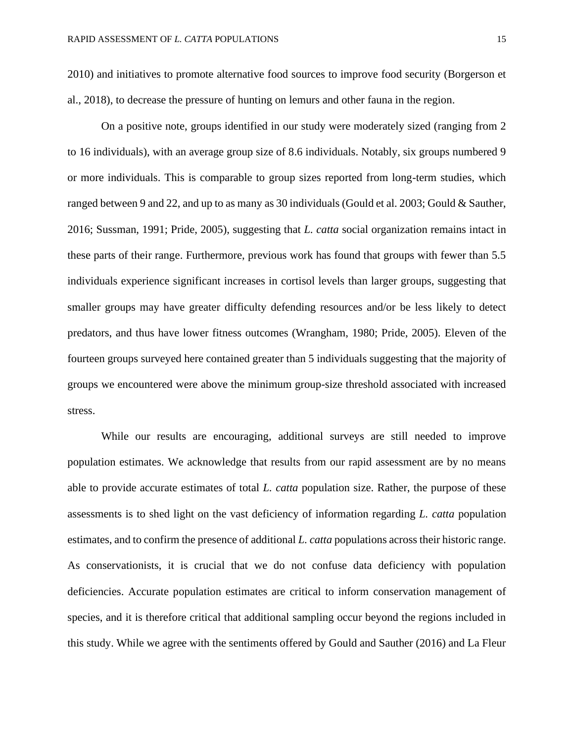2010) and initiatives to promote alternative food sources to improve food security (Borgerson et al., 2018), to decrease the pressure of hunting on lemurs and other fauna in the region.

On a positive note, groups identified in our study were moderately sized (ranging from 2 to 16 individuals), with an average group size of 8.6 individuals. Notably, six groups numbered 9 or more individuals. This is comparable to group sizes reported from long-term studies, which ranged between 9 and 22, and up to as many as 30 individuals (Gould et al. 2003; Gould & Sauther, 2016; Sussman, 1991; Pride, 2005), suggesting that *L. catta* social organization remains intact in these parts of their range. Furthermore, previous work has found that groups with fewer than 5.5 individuals experience significant increases in cortisol levels than larger groups, suggesting that smaller groups may have greater difficulty defending resources and/or be less likely to detect predators, and thus have lower fitness outcomes (Wrangham, 1980; Pride, 2005). Eleven of the fourteen groups surveyed here contained greater than 5 individuals suggesting that the majority of groups we encountered were above the minimum group-size threshold associated with increased stress.

While our results are encouraging, additional surveys are still needed to improve population estimates. We acknowledge that results from our rapid assessment are by no means able to provide accurate estimates of total *L. catta* population size. Rather, the purpose of these assessments is to shed light on the vast deficiency of information regarding *L. catta* population estimates, and to confirm the presence of additional *L. catta* populations across their historic range. As conservationists, it is crucial that we do not confuse data deficiency with population deficiencies. Accurate population estimates are critical to inform conservation management of species, and it is therefore critical that additional sampling occur beyond the regions included in this study. While we agree with the sentiments offered by Gould and Sauther (2016) and La Fleur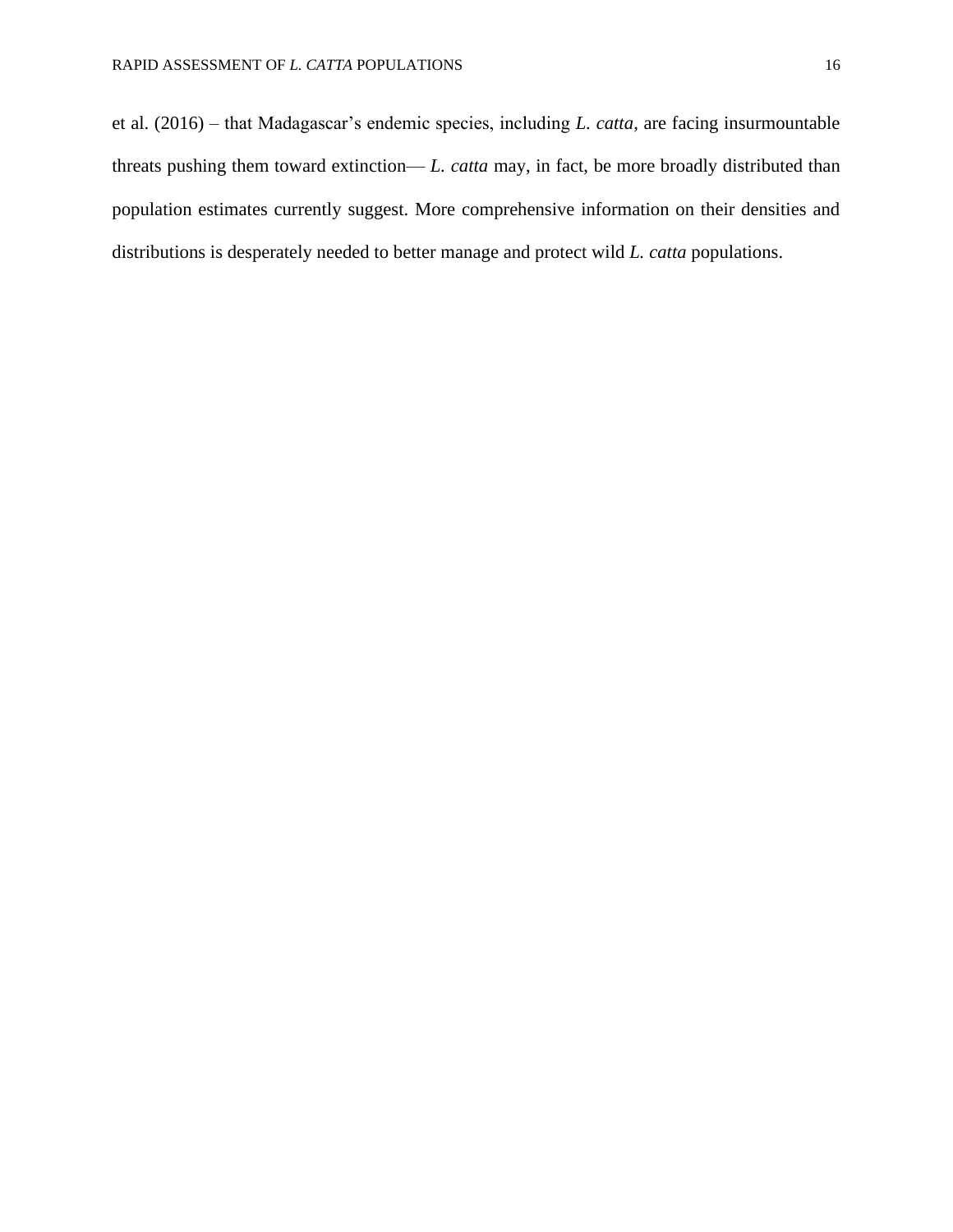et al. (2016) – that Madagascar's endemic species, including *L. catta*, are facing insurmountable threats pushing them toward extinction— *L. catta* may, in fact, be more broadly distributed than population estimates currently suggest. More comprehensive information on their densities and distributions is desperately needed to better manage and protect wild *L. catta* populations.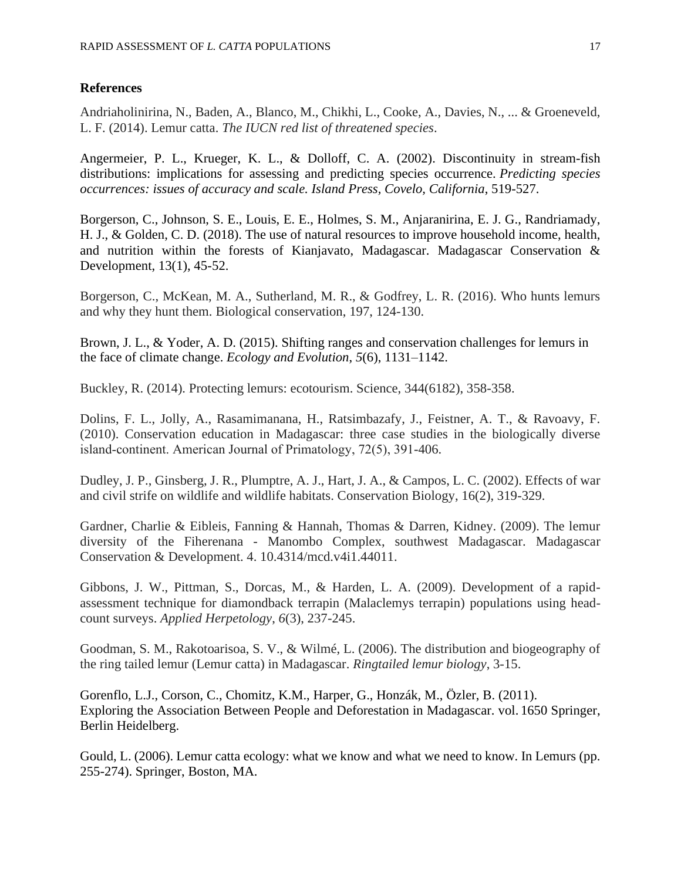## References

Andriaholinirina, N., Baden, A., Blanco, M., Chikhi, L., Cooke, A., Davies, N., ... & Groeneveld, L. F. (2014). Lemur catta. *The IUCN red list of threatened species*.

Angermeier, P. L., Krueger, K. L., & Dolloff, C. A. (2002). Discontinuity in stream-fish distributions: implications for assessing and predicting species occurrence. *Predicting species occurrences: issues of accuracy and scale. Island Press, Covelo, California*, 519-527.

Borgerson, C., Johnson, S. E., Louis, E. E., Holmes, S. M., Anjaranirina, E. J. G., Randriamady, H. J., & Golden, C. D. (2018). The use of natural resources to improve household income, health, and nutrition within the forests of Kianjavato, Madagascar. Madagascar Conservation & Development, 13(1), 45-52.

Borgerson, C., McKean, M. A., Sutherland, M. R., & Godfrey, L. R. (2016). Who hunts lemurs and why they hunt them. Biological conservation, 197, 124-130.

Brown, J. L., & Yoder, A. D. (2015). Shifting ranges and conservation challenges for lemurs in the face of climate change. *Ecology and Evolution, 5*(6), 1131–1142.

Buckley, R. (2014). Protecting lemurs: ecotourism. Science, 344(6182), 358-358.

Dolins, F. L., Jolly, A., Rasamimanana, H., Ratsimbazafy, J., Feistner, A. T., & Ravoavy, F. (2010). Conservation education in Madagascar: three case studies in the biologically diverse island-continent. American Journal of Primatology, 72(5), 391-406.

Dudley, J. P., Ginsberg, J. R., Plumptre, A. J., Hart, J. A., & Campos, L. C. (2002). Effects of war and civil strife on wildlife and wildlife habitats. Conservation Biology, 16(2), 319-329.

Gardner, Charlie & Eibleis, Fanning & Hannah, Thomas & Darren, Kidney. (2009). The lemur diversity of the Fiherenana - Manombo Complex, southwest Madagascar. Madagascar Conservation & Development. 4. 10.4314/mcd.v4i1.44011.

Gibbons, J. W., Pittman, S., Dorcas, M., & Harden, L. A. (2009). Development of a rapid-assessment technique for diamondback terrapin (Malaclemys terrapin) populations using head-count surveys. *Applied Herpetology*, *6*(3), 237-245.

Goodman, S. M., Rakotoarisoa, S. V., & Wilmé, L. (2006). The distribution and biogeography of the ring tailed lemur (Lemur catta) in Madagascar. *Ringtailed lemur biology*, 3-15.

Gorenflo, L.J., Corson, C., Chomitz, K.M., Harper, G., Honzák, M., Özler, B. (2011). Exploring the Association Between People and Deforestation in Madagascar. vol. 1650 Springer, Berlin Heidelberg.

Gould, L. (2006). Lemur catta ecology: what we know and what we need to know. In Lemurs (pp. 255-274). Springer, Boston, MA.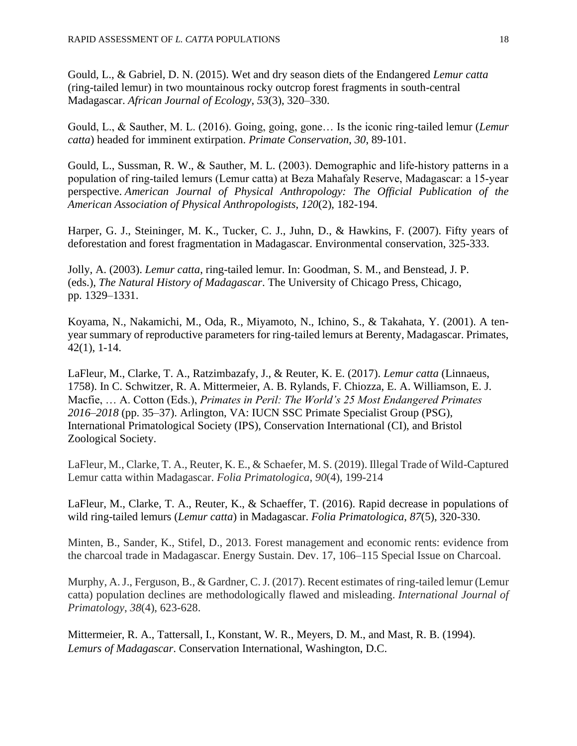Gould, L., & Gabriel, D. N. (2015). Wet and dry season diets of the Endangered *Lemur catta* (ring-tailed lemur) in two mountainous rocky outcrop forest fragments in south-central Madagascar. *African Journal of Ecology*, *53*(3), 320–330.

Gould, L., & Sauther, M. L. (2016). Going, going, gone… Is the iconic ring-tailed lemur (*Lemur catta*) headed for imminent extirpation. *Primate Conservation*, *30*, 89-101.

Gould, L., Sussman, R. W., & Sauther, M. L. (2003). Demographic and life‐history patterns in a population of ring‐tailed lemurs (Lemur catta) at Beza Mahafaly Reserve, Madagascar: a 15‐year perspective. *American Journal of Physical Anthropology: The Official Publication of the American Association of Physical Anthropologists*, *120*(2), 182-194.

Harper, G. J., Steininger, M. K., Tucker, C. J., Juhn, D., & Hawkins, F. (2007). Fifty years of deforestation and forest fragmentation in Madagascar. Environmental conservation, 325-333.

Jolly, A. (2003). *Lemur catta*, ring-tailed lemur. In: Goodman, S. M., and Benstead, J. P. (eds.), *The Natural History of Madagascar*. The University of Chicago Press, Chicago, pp. 1329–1331.

Koyama, N., Nakamichi, M., Oda, R., Miyamoto, N., Ichino, S., & Takahata, Y. (2001). A ten-year summary of reproductive parameters for ring-tailed lemurs at Berenty, Madagascar. Primates, 42(1), 1-14.

LaFleur, M., Clarke, T. A., Ratzimbazafy, J., & Reuter, K. E. (2017). *Lemur catta* (Linnaeus, 1758). In C. Schwitzer, R. A. Mittermeier, A. B. Rylands, F. Chiozza, E. A. Williamson, E. J. Macfie, … A. Cotton (Eds.), *Primates in Peril: The World's 25 Most Endangered Primates 2016–2018* (pp. 35–37). Arlington, VA: IUCN SSC Primate Specialist Group (PSG), International Primatological Society (IPS), Conservation International (CI), and Bristol Zoological Society.

LaFleur, M., Clarke, T. A., Reuter, K. E., & Schaefer, M. S. (2019). Illegal Trade of Wild-Captured Lemur catta within Madagascar. *Folia Primatologica*, *90*(4), 199-214

LaFleur, M., Clarke, T. A., Reuter, K., & Schaeffer, T. (2016). Rapid decrease in populations of wild ring-tailed lemurs (*Lemur catta*) in Madagascar. *Folia Primatologica*, *87*(5), 320-330.

Minten, B., Sander, K., Stifel, D., 2013. Forest management and economic rents: evidence from the charcoal trade in Madagascar. Energy Sustain. Dev. 17, 106–115 Special Issue on Charcoal.

Murphy, A. J., Ferguson, B., & Gardner, C. J. (2017). Recent estimates of ring-tailed lemur (Lemur catta) population declines are methodologically flawed and misleading. *International Journal of Primatology*, *38*(4), 623-628.

Mittermeier, R. A., Tattersall, I., Konstant, W. R., Meyers, D. M., and Mast, R. B. (1994). *Lemurs of Madagascar*. Conservation International, Washington, D.C.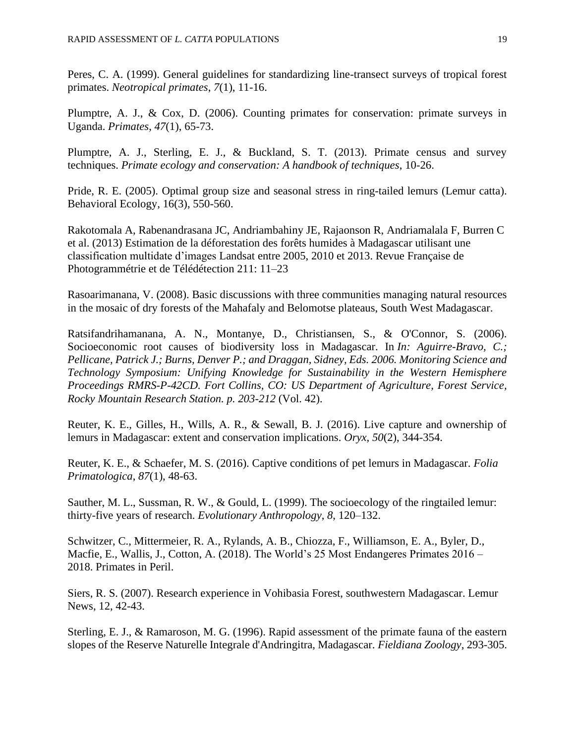Peres, C. A. (1999). General guidelines for standardizing line-transect surveys of tropical forest primates. *Neotropical primates*, *7*(1), 11-16.

Plumptre, A. J., & Cox, D. (2006). Counting primates for conservation: primate surveys in Uganda. *Primates*, *47*(1), 65-73.

Plumptre, A. J., Sterling, E. J., & Buckland, S. T. (2013). Primate census and survey techniques. *Primate ecology and conservation: A handbook of techniques*, 10-26.

Pride, R. E. (2005). Optimal group size and seasonal stress in ring-tailed lemurs (Lemur catta). Behavioral Ecology, 16(3), 550-560.

Rakotomala A, Rabenandrasana JC, Andriambahiny JE, Rajaonson R, Andriamalala F, Burren C et al. (2013) Estimation de la déforestation des forêts humides à Madagascar utilisant une classification multidate d'images Landsat entre 2005, 2010 et 2013. Revue Française de Photogrammétrie et de Télédétection 211: 11–23

Rasoarimanana, V. (2008). Basic discussions with three communities managing natural resources in the mosaic of dry forests of the Mahafaly and Belomotse plateaus, South West Madagascar.

Ratsifandrihamanana, A. N., Montanye, D., Christiansen, S., & O'Connor, S. (2006). Socioeconomic root causes of biodiversity loss in Madagascar. In *In: Aguirre-Bravo, C.; Pellicane, Patrick J.; Burns, Denver P.; and Draggan, Sidney, Eds. 2006. Monitoring Science and Technology Symposium: Unifying Knowledge for Sustainability in the Western Hemisphere Proceedings RMRS-P-42CD. Fort Collins, CO: US Department of Agriculture, Forest Service, Rocky Mountain Research Station. p. 203-212* (Vol. 42).

Reuter, K. E., Gilles, H., Wills, A. R., & Sewall, B. J. (2016). Live capture and ownership of lemurs in Madagascar: extent and conservation implications. *Oryx*, *50*(2), 344-354.

Reuter, K. E., & Schaefer, M. S. (2016). Captive conditions of pet lemurs in Madagascar. *Folia Primatologica*, *87*(1), 48-63.

Sauther, M. L., Sussman, R. W., & Gould, L. (1999). The socioecology of the ringtailed lemur: thirty-five years of research. *Evolutionary Anthropology*, *8*, 120–132.

Schwitzer, C., Mittermeier, R. A., Rylands, A. B., Chiozza, F., Williamson, E. A., Byler, D., Macfie, E., Wallis, J., Cotton, A. (2018). The World's 25 Most Endangeres Primates 2016 – 2018. Primates in Peril.

Siers, R. S. (2007). Research experience in Vohibasia Forest, southwestern Madagascar. Lemur News, 12, 42-43.

Sterling, E. J., & Ramaroson, M. G. (1996). Rapid assessment of the primate fauna of the eastern slopes of the Reserve Naturelle Integrale d'Andringitra, Madagascar. *Fieldiana Zoology*, 293-305.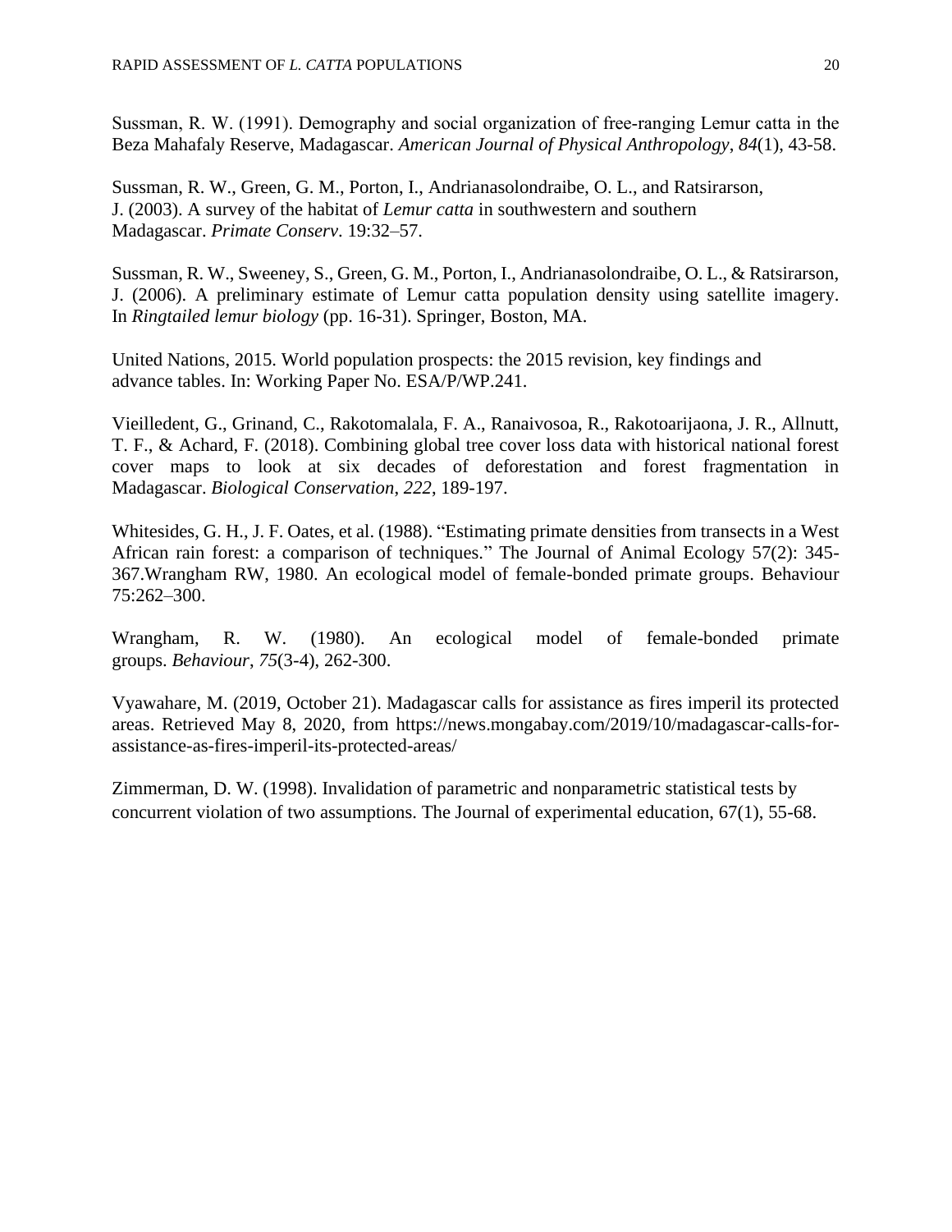Sussman, R. W. (1991). Demography and social organization of free-ranging Lemur catta in the Beza Mahafaly Reserve, Madagascar. *American Journal of Physical Anthropology*, *84*(1), 43-58.

Sussman, R. W., Green, G. M., Porton, I., Andrianasolondraibe, O. L., and Ratsirarson, J. (2003). A survey of the habitat of *Lemur catta* in southwestern and southern Madagascar. *Primate Conserv*. 19:32–57.

Sussman, R. W., Sweeney, S., Green, G. M., Porton, I., Andrianasolondraibe, O. L., & Ratsirarson, J. (2006). A preliminary estimate of Lemur catta population density using satellite imagery. In *Ringtailed lemur biology* (pp. 16-31). Springer, Boston, MA.

United Nations, 2015. World population prospects: the 2015 revision, key findings and advance tables. In: Working Paper No. ESA/P/WP.241.

Vieilledent, G., Grinand, C., Rakotomalala, F. A., Ranaivosoa, R., Rakotoarijaona, J. R., Allnutt, T. F., & Achard, F. (2018). Combining global tree cover loss data with historical national forest cover maps to look at six decades of deforestation and forest fragmentation in Madagascar. *Biological Conservation*, *222*, 189-197.

Whitesides, G. H., J. F. Oates, et al. (1988). "Estimating primate densities from transects in a West African rain forest: a comparison of techniques." The Journal of Animal Ecology 57(2): 345-367.Wrangham RW, 1980. An ecological model of female-bonded primate groups. Behaviour 75:262–300.

Wrangham, R. W. (1980). An ecological model of female-bonded primate groups. *Behaviour*, *75*(3-4), 262-300.

Vyawahare, M. (2019, October 21). Madagascar calls for assistance as fires imperil its protected areas. Retrieved May 8, 2020, from https://news.mongabay.com/2019/10/madagascar-calls-for-assistance-as-fires-imperil-its-protected-areas/

Zimmerman, D. W. (1998). Invalidation of parametric and nonparametric statistical tests by concurrent violation of two assumptions. The Journal of experimental education, 67(1), 55-68.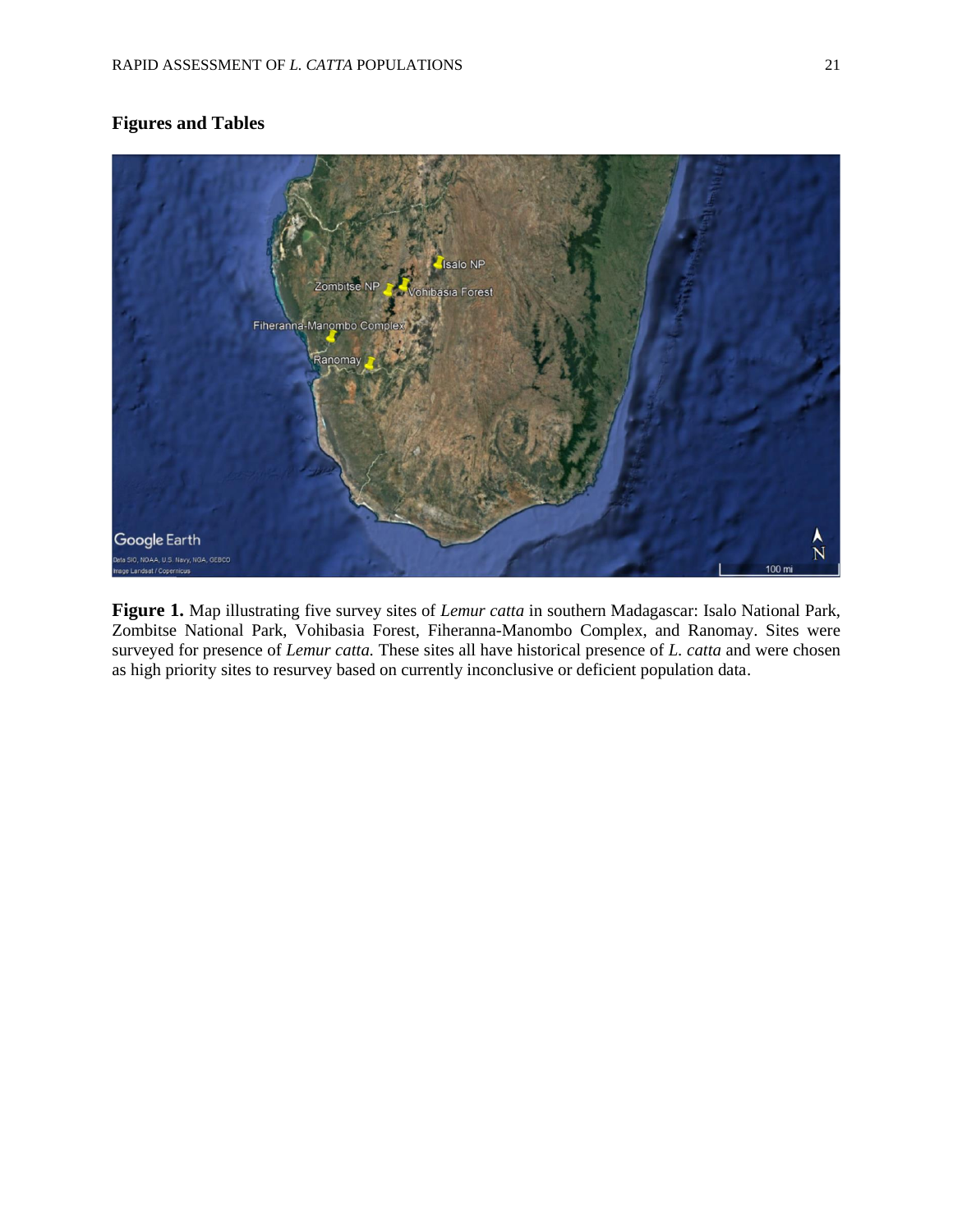## Figures and Tables

**Figure 1.** Map illustrating five survey sites of *Lemur catta* in southern Madagascar: Isalo National Park, Zombitse National Park, Vohibasia Forest, Fiheranna-Manombo Complex, and Ranomay. Sites were surveyed for presence of *Lemur catta.* These sites all have historical presence of *L. catta* and were chosen as high priority sites to resurvey based on currently inconclusive or deficient population data.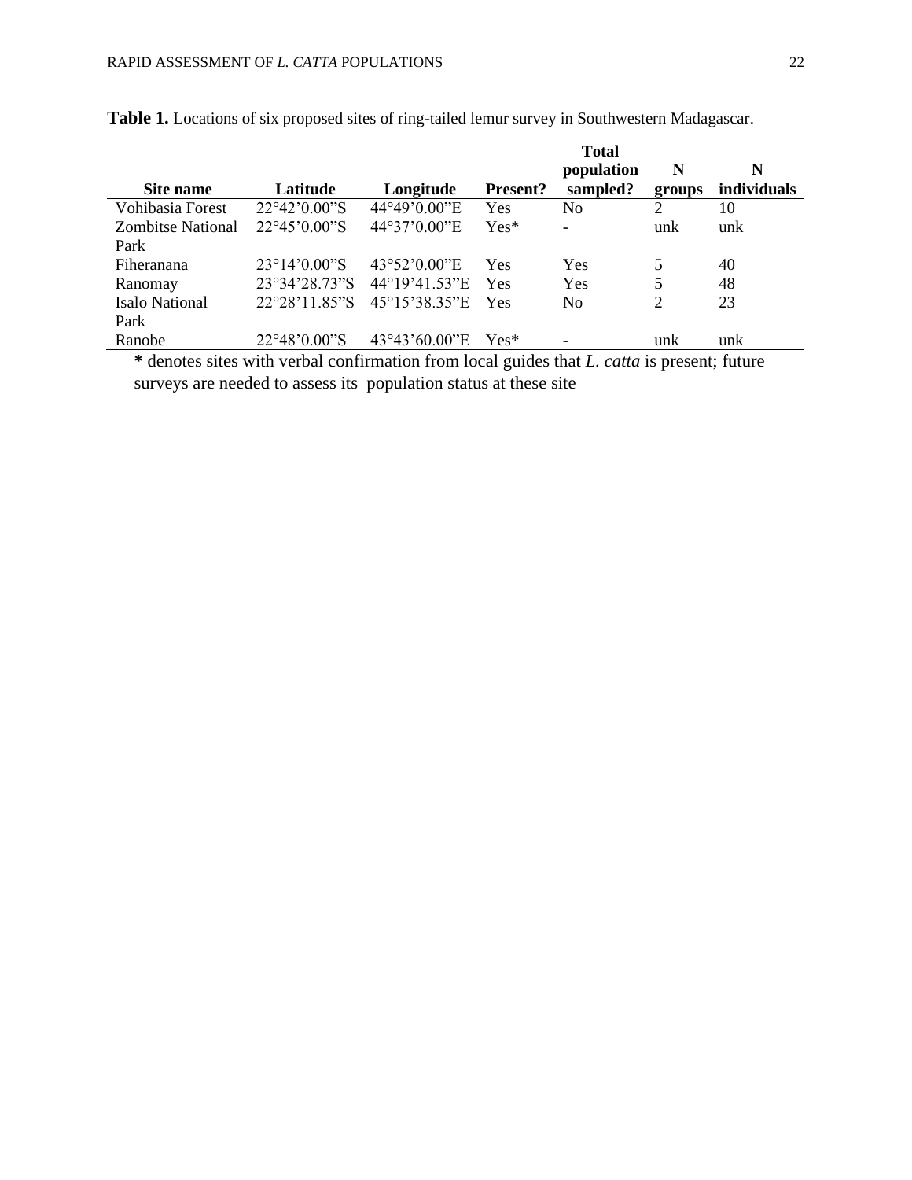**Table 1.** Locations of six proposed sites of ring-tailed lemur survey in Southwestern Madagascar.

| Site name | Latitude | Longitude | Present? | Total population sampled? | N groups | N individuals |
|---|---|---|---|---|---|---|
| Vohibasia Forest | 22°42'0.00"S | 44°49'0.00"E | Yes | No | 2 | 10 |
| Zombitse National Park | 22°45'0.00"S | 44°37'0.00"E | Yes* | - | unk | unk |
| Fiheranana | 23°14'0.00"S | 43°52'0.00"E | Yes | Yes | 5 | 40 |
| Ranomay | 23°34'28.73"S | 44°19'41.53"E | Yes | Yes | 5 | 48 |
| Isalo National Park | 22°28'11.85"S | 45°15'38.35"E | Yes | No | 2 | 23 |
| Ranobe | 22°48'0.00"S | 43°43'60.00"E | Yes* | - | unk | unk |

**\*** denotes sites with verbal confirmation from local guides that *L. catta* is present; future surveys are needed to assess its population status at these site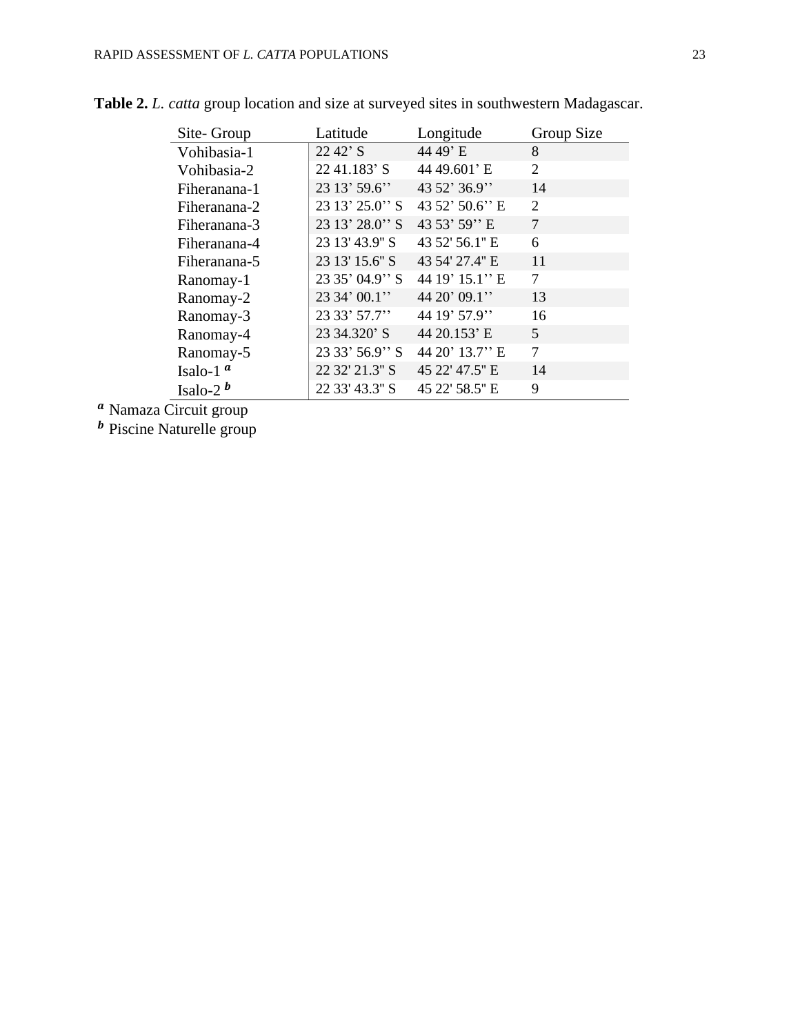**Table 2.** *L. catta* group location and size at surveyed sites in southwestern Madagascar.

| Site- Group | Latitude | Longitude | Group Size |
|---|---|---|---|
| Vohibasia-1 | 22 42' S | 44 49' E | 8 |
| Vohibasia-2 | 22 41.183' S | 44 49.601' E | 2 |
| Fiheranana-1 | 23 13' 59.6'' | 43 52' 36.9'' | 14 |
| Fiheranana-2 | 23 13' 25.0'' S | 43 52' 50.6'' E | 2 |
| Fiheranana-3 | 23 13' 28.0'' S | 43 53' 59'' E | 7 |
| Fiheranana-4 | 23 13' 43.9" S | 43 52' 56.1" E | 6 |
| Fiheranana-5 | 23 13' 15.6" S | 43 54' 27.4" E | 11 |
| Ranomay-1 | 23 35' 04.9'' S | 44 19' 15.1'' E | 7 |
| Ranomay-2 | 23 34' 00.1'' | 44 20' 09.1'' | 13 |
| Ranomay-3 | 23 33' 57.7'' | 44 19' 57.9'' | 16 |
| Ranomay-4 | 23 34.320' S | 44 20.153' E | 5 |
| Ranomay-5 | 23 33' 56.9'' S | 44 20' 13.7'' E | 7 |
| Isalo-1 [a] | 22 32' 21.3" S | 45 22' 47.5" E | 14 |
| Isalo-2 [b] | 22 33' 43.3" S | 45 22' 58.5" E | 9 |

[a] Namaza Circuit group

[b] Piscine Naturelle group